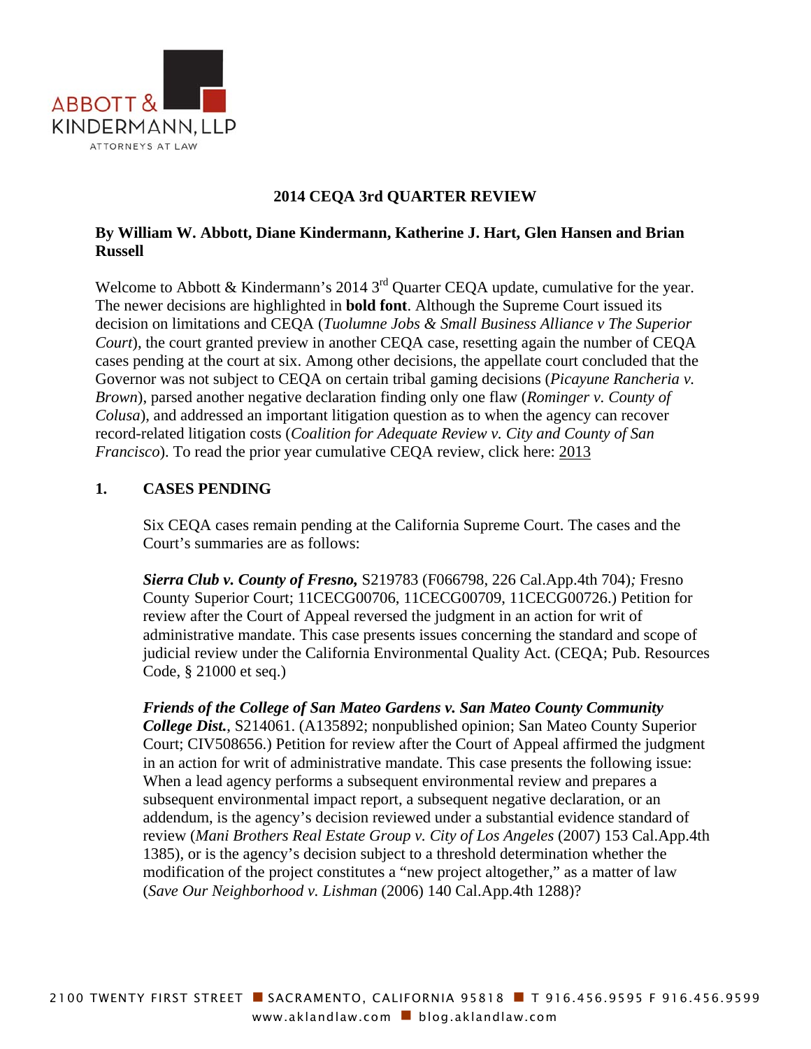# 2014 CEQA 3rd QUARTER REVIEW

**By William W. Abbott, Diane Kindermann, Katherine J. Hart, Glen Hansen and Brian Russell**

Welcome to Abbott & Kindermann's 2014 3rd Quarter CEQA update, cumulative for the year. The newer decisions are highlighted in **bold font**. Although the Supreme Court issued its decision on limitations and CEQA (*Tuolumne Jobs & Small Business Alliance v The Superior Court*), the court granted preview in another CEQA case, resetting again the number of CEQA cases pending at the court at six. Among other decisions, the appellate court concluded that the Governor was not subject to CEQA on certain tribal gaming decisions (*Picayune Rancheria v. Brown*), parsed another negative declaration finding only one flaw (*Rominger v. County of Colusa*), and addressed an important litigation question as to when the agency can recover record-related litigation costs (*Coalition for Adequate Review v. City and County of San Francisco*). To read the prior year cumulative CEQA review, click here: 2013

## 1. CASES PENDING

Six CEQA cases remain pending at the California Supreme Court. The cases and the Court's summaries are as follows:

***Sierra Club v. County of Fresno,*** S219783 (F066798, 226 Cal.App.4th 704)*;* Fresno County Superior Court; 11CECG00706, 11CECG00709, 11CECG00726.) Petition for review after the Court of Appeal reversed the judgment in an action for writ of administrative mandate. This case presents issues concerning the standard and scope of judicial review under the California Environmental Quality Act. (CEQA; Pub. Resources Code, § 21000 et seq.)

***Friends of the College of San Mateo Gardens v. San Mateo County Community College Dist.***, S214061. (A135892; nonpublished opinion; San Mateo County Superior Court; CIV508656.) Petition for review after the Court of Appeal affirmed the judgment in an action for writ of administrative mandate. This case presents the following issue: When a lead agency performs a subsequent environmental review and prepares a subsequent environmental impact report, a subsequent negative declaration, or an addendum, is the agency's decision reviewed under a substantial evidence standard of review (*Mani Brothers Real Estate Group v. City of Los Angeles* (2007) 153 Cal.App.4th 1385), or is the agency's decision subject to a threshold determination whether the modification of the project constitutes a "new project altogether," as a matter of law (*Save Our Neighborhood v. Lishman* (2006) 140 Cal.App.4th 1288)?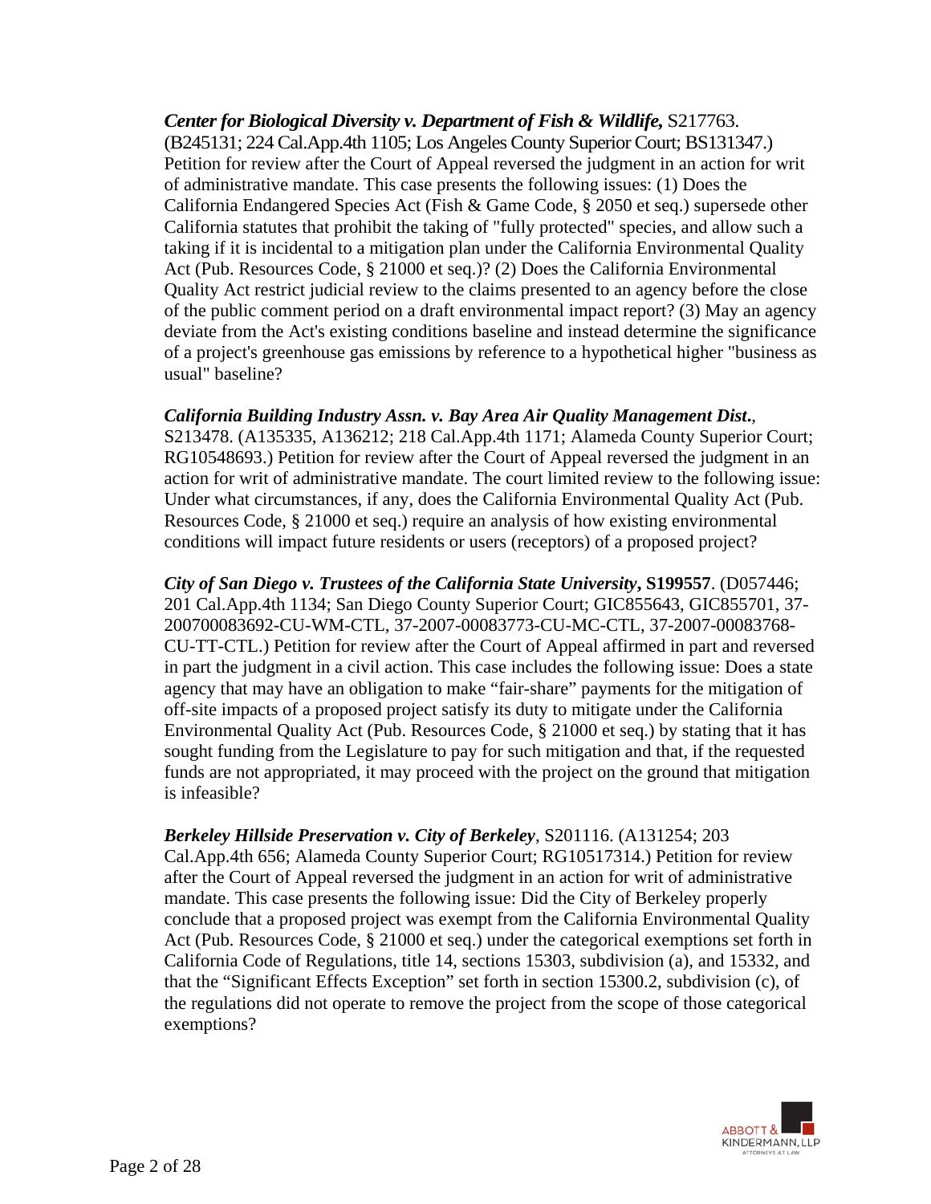***Center for Biological Diversity v. Department of Fish & Wildlife,*** S217763. (B245131; 224 Cal.App.4th 1105; Los Angeles County Superior Court; BS131347.) Petition for review after the Court of Appeal reversed the judgment in an action for writ of administrative mandate. This case presents the following issues: (1) Does the California Endangered Species Act (Fish & Game Code, § 2050 et seq.) supersede other California statutes that prohibit the taking of "fully protected" species, and allow such a taking if it is incidental to a mitigation plan under the California Environmental Quality Act (Pub. Resources Code, § 21000 et seq.)? (2) Does the California Environmental Quality Act restrict judicial review to the claims presented to an agency before the close of the public comment period on a draft environmental impact report? (3) May an agency deviate from the Act's existing conditions baseline and instead determine the significance of a project's greenhouse gas emissions by reference to a hypothetical higher "business as usual" baseline?

***California Building Industry Assn. v. Bay Area Air Quality Management Dist.***, S213478. (A135335, A136212; 218 Cal.App.4th 1171; Alameda County Superior Court; RG10548693.) Petition for review after the Court of Appeal reversed the judgment in an action for writ of administrative mandate. The court limited review to the following issue: Under what circumstances, if any, does the California Environmental Quality Act (Pub. Resources Code, § 21000 et seq.) require an analysis of how existing environmental conditions will impact future residents or users (receptors) of a proposed project?

***City of San Diego v. Trustees of the California State University*, S199557**. (D057446; 201 Cal.App.4th 1134; San Diego County Superior Court; GIC855643, GIC855701, 37-200700083692-CU-WM-CTL, 37-2007-00083773-CU-MC-CTL, 37-2007-00083768-CU-TT-CTL.) Petition for review after the Court of Appeal affirmed in part and reversed in part the judgment in a civil action. This case includes the following issue: Does a state agency that may have an obligation to make "fair-share" payments for the mitigation of off-site impacts of a proposed project satisfy its duty to mitigate under the California Environmental Quality Act (Pub. Resources Code, § 21000 et seq.) by stating that it has sought funding from the Legislature to pay for such mitigation and that, if the requested funds are not appropriated, it may proceed with the project on the ground that mitigation is infeasible?

***Berkeley Hillside Preservation v. City of Berkeley***, S201116. (A131254; 203 Cal.App.4th 656; Alameda County Superior Court; RG10517314.) Petition for review after the Court of Appeal reversed the judgment in an action for writ of administrative mandate. This case presents the following issue: Did the City of Berkeley properly conclude that a proposed project was exempt from the California Environmental Quality Act (Pub. Resources Code, § 21000 et seq.) under the categorical exemptions set forth in California Code of Regulations, title 14, sections 15303, subdivision (a), and 15332, and that the "Significant Effects Exception" set forth in section 15300.2, subdivision (c), of the regulations did not operate to remove the project from the scope of those categorical exemptions?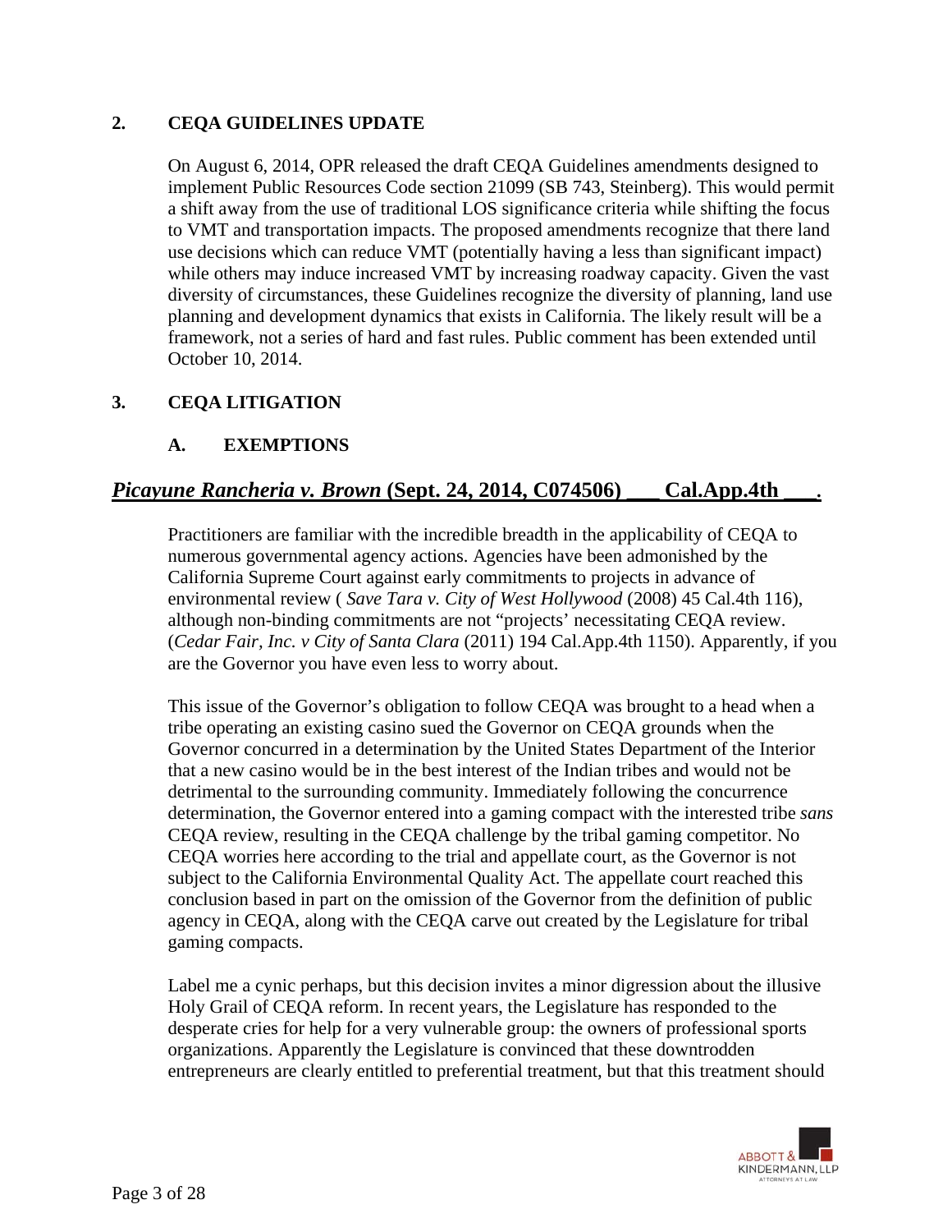## 2. CEQA GUIDELINES UPDATE

On August 6, 2014, OPR released the draft CEQA Guidelines amendments designed to implement Public Resources Code section 21099 (SB 743, Steinberg). This would permit a shift away from the use of traditional LOS significance criteria while shifting the focus to VMT and transportation impacts. The proposed amendments recognize that there land use decisions which can reduce VMT (potentially having a less than significant impact) while others may induce increased VMT by increasing roadway capacity. Given the vast diversity of circumstances, these Guidelines recognize the diversity of planning, land use planning and development dynamics that exists in California. The likely result will be a framework, not a series of hard and fast rules. Public comment has been extended until October 10, 2014.

## 3. CEQA LITIGATION

### A. EXEMPTIONS

### ***Picayune Rancheria v. Brown* (Sept. 24, 2014, C074506) \_\_\_ Cal.App.4th \_\_\_.**

Practitioners are familiar with the incredible breadth in the applicability of CEQA to numerous governmental agency actions. Agencies have been admonished by the California Supreme Court against early commitments to projects in advance of environmental review ( *Save Tara v. City of West Hollywood* (2008) 45 Cal.4th 116), although non-binding commitments are not "projects' necessitating CEQA review. (*Cedar Fair, Inc. v City of Santa Clara* (2011) 194 Cal.App.4th 1150). Apparently, if you are the Governor you have even less to worry about.

This issue of the Governor's obligation to follow CEQA was brought to a head when a tribe operating an existing casino sued the Governor on CEQA grounds when the Governor concurred in a determination by the United States Department of the Interior that a new casino would be in the best interest of the Indian tribes and would not be detrimental to the surrounding community. Immediately following the concurrence determination, the Governor entered into a gaming compact with the interested tribe *sans* CEQA review, resulting in the CEQA challenge by the tribal gaming competitor. No CEQA worries here according to the trial and appellate court, as the Governor is not subject to the California Environmental Quality Act. The appellate court reached this conclusion based in part on the omission of the Governor from the definition of public agency in CEQA, along with the CEQA carve out created by the Legislature for tribal gaming compacts.

Label me a cynic perhaps, but this decision invites a minor digression about the illusive Holy Grail of CEQA reform. In recent years, the Legislature has responded to the desperate cries for help for a very vulnerable group: the owners of professional sports organizations. Apparently the Legislature is convinced that these downtrodden entrepreneurs are clearly entitled to preferential treatment, but that this treatment should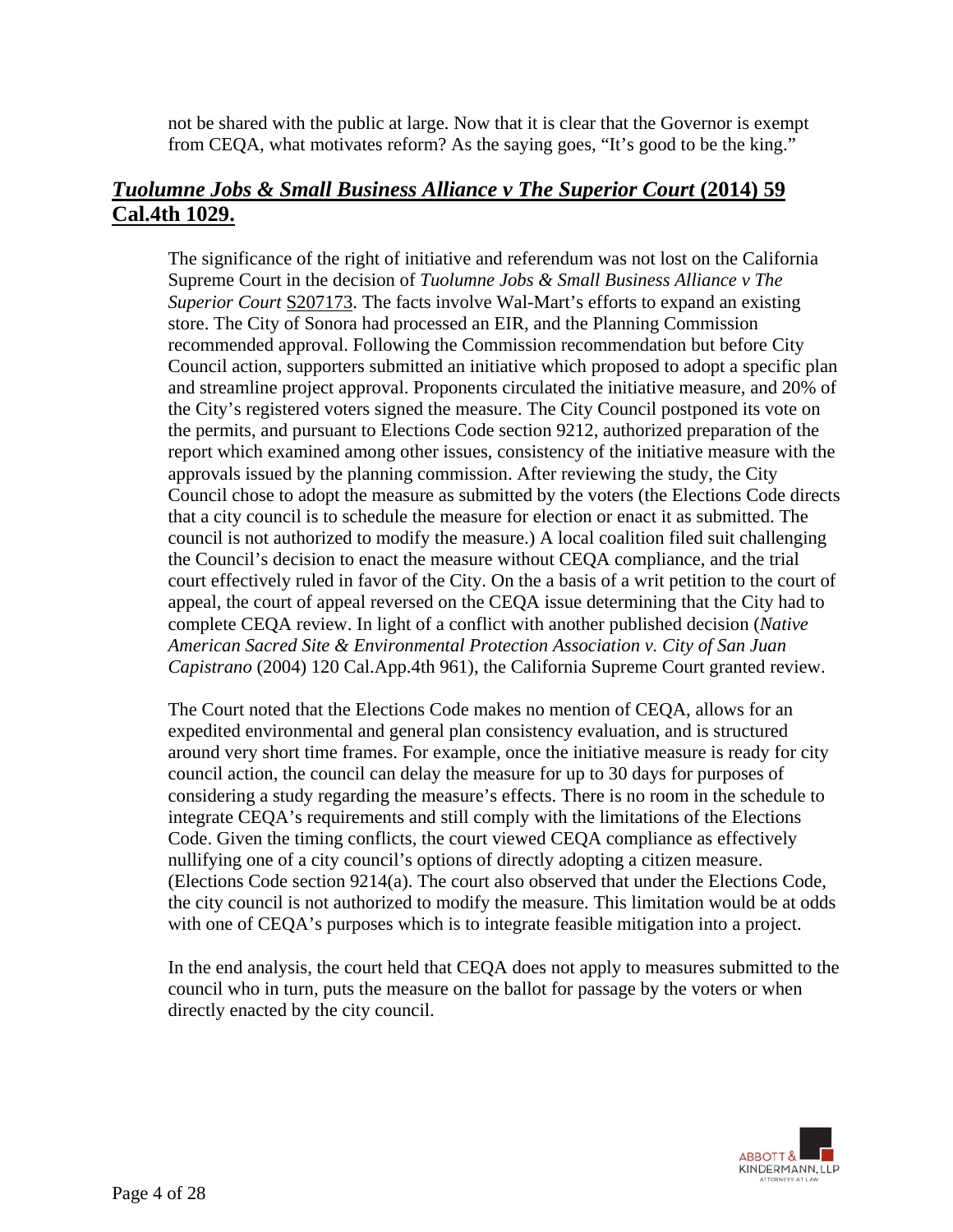not be shared with the public at large. Now that it is clear that the Governor is exempt from CEQA, what motivates reform? As the saying goes, "It's good to be the king."

## ***Tuolumne Jobs & Small Business Alliance v The Superior Court*** **(2014) 59 Cal.4th 1029.**

The significance of the right of initiative and referendum was not lost on the California Supreme Court in the decision of *Tuolumne Jobs & Small Business Alliance v The Superior Court* S207173. The facts involve Wal-Mart's efforts to expand an existing store. The City of Sonora had processed an EIR, and the Planning Commission recommended approval. Following the Commission recommendation but before City Council action, supporters submitted an initiative which proposed to adopt a specific plan and streamline project approval. Proponents circulated the initiative measure, and 20% of the City's registered voters signed the measure. The City Council postponed its vote on the permits, and pursuant to Elections Code section 9212, authorized preparation of the report which examined among other issues, consistency of the initiative measure with the approvals issued by the planning commission. After reviewing the study, the City Council chose to adopt the measure as submitted by the voters (the Elections Code directs that a city council is to schedule the measure for election or enact it as submitted. The council is not authorized to modify the measure.) A local coalition filed suit challenging the Council's decision to enact the measure without CEQA compliance, and the trial court effectively ruled in favor of the City. On the a basis of a writ petition to the court of appeal, the court of appeal reversed on the CEQA issue determining that the City had to complete CEQA review. In light of a conflict with another published decision (*Native American Sacred Site & Environmental Protection Association v. City of San Juan Capistrano* (2004) 120 Cal.App.4th 961), the California Supreme Court granted review.

The Court noted that the Elections Code makes no mention of CEQA, allows for an expedited environmental and general plan consistency evaluation, and is structured around very short time frames. For example, once the initiative measure is ready for city council action, the council can delay the measure for up to 30 days for purposes of considering a study regarding the measure's effects. There is no room in the schedule to integrate CEQA's requirements and still comply with the limitations of the Elections Code. Given the timing conflicts, the court viewed CEQA compliance as effectively nullifying one of a city council's options of directly adopting a citizen measure. (Elections Code section 9214(a). The court also observed that under the Elections Code, the city council is not authorized to modify the measure. This limitation would be at odds with one of CEQA's purposes which is to integrate feasible mitigation into a project.

In the end analysis, the court held that CEQA does not apply to measures submitted to the council who in turn, puts the measure on the ballot for passage by the voters or when directly enacted by the city council.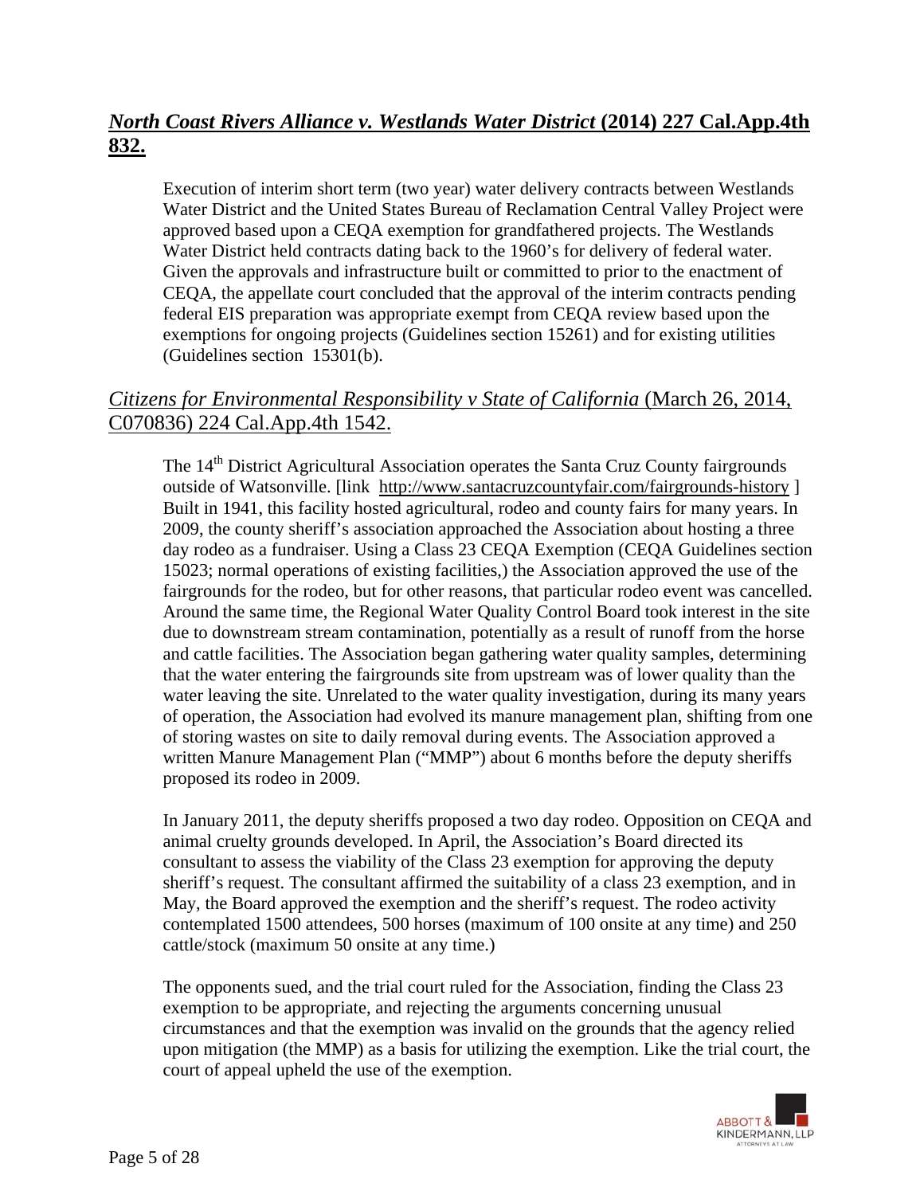## ***North Coast Rivers Alliance v. Westlands Water District* (2014) 227 Cal.App.4th 832.**

Execution of interim short term (two year) water delivery contracts between Westlands Water District and the United States Bureau of Reclamation Central Valley Project were approved based upon a CEQA exemption for grandfathered projects. The Westlands Water District held contracts dating back to the 1960's for delivery of federal water. Given the approvals and infrastructure built or committed to prior to the enactment of CEQA, the appellate court concluded that the approval of the interim contracts pending federal EIS preparation was appropriate exempt from CEQA review based upon the exemptions for ongoing projects (Guidelines section 15261) and for existing utilities (Guidelines section 15301(b).

## *Citizens for Environmental Responsibility v State of California* (March 26, 2014, C070836) 224 Cal.App.4th 1542.

The 14th District Agricultural Association operates the Santa Cruz County fairgrounds outside of Watsonville. [link http://www.santacruzcountyfair.com/fairgrounds-history ] Built in 1941, this facility hosted agricultural, rodeo and county fairs for many years. In 2009, the county sheriff's association approached the Association about hosting a three day rodeo as a fundraiser. Using a Class 23 CEQA Exemption (CEQA Guidelines section 15023; normal operations of existing facilities,) the Association approved the use of the fairgrounds for the rodeo, but for other reasons, that particular rodeo event was cancelled. Around the same time, the Regional Water Quality Control Board took interest in the site due to downstream stream contamination, potentially as a result of runoff from the horse and cattle facilities. The Association began gathering water quality samples, determining that the water entering the fairgrounds site from upstream was of lower quality than the water leaving the site. Unrelated to the water quality investigation, during its many years of operation, the Association had evolved its manure management plan, shifting from one of storing wastes on site to daily removal during events. The Association approved a written Manure Management Plan ("MMP") about 6 months before the deputy sheriffs proposed its rodeo in 2009.

In January 2011, the deputy sheriffs proposed a two day rodeo. Opposition on CEQA and animal cruelty grounds developed. In April, the Association's Board directed its consultant to assess the viability of the Class 23 exemption for approving the deputy sheriff's request. The consultant affirmed the suitability of a class 23 exemption, and in May, the Board approved the exemption and the sheriff's request. The rodeo activity contemplated 1500 attendees, 500 horses (maximum of 100 onsite at any time) and 250 cattle/stock (maximum 50 onsite at any time.)

The opponents sued, and the trial court ruled for the Association, finding the Class 23 exemption to be appropriate, and rejecting the arguments concerning unusual circumstances and that the exemption was invalid on the grounds that the agency relied upon mitigation (the MMP) as a basis for utilizing the exemption. Like the trial court, the court of appeal upheld the use of the exemption.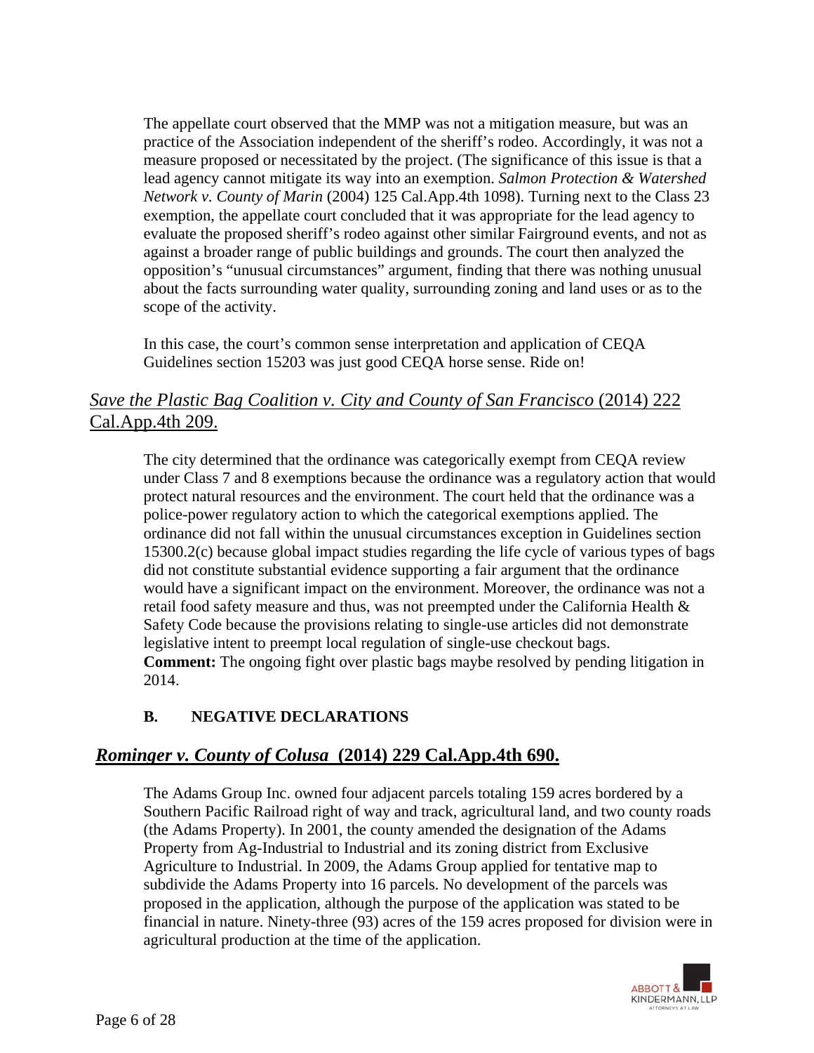The appellate court observed that the MMP was not a mitigation measure, but was an practice of the Association independent of the sheriff's rodeo. Accordingly, it was not a measure proposed or necessitated by the project. (The significance of this issue is that a lead agency cannot mitigate its way into an exemption. *Salmon Protection & Watershed Network v. County of Marin* (2004) 125 Cal.App.4th 1098). Turning next to the Class 23 exemption, the appellate court concluded that it was appropriate for the lead agency to evaluate the proposed sheriff's rodeo against other similar Fairground events, and not as against a broader range of public buildings and grounds. The court then analyzed the opposition's "unusual circumstances" argument, finding that there was nothing unusual about the facts surrounding water quality, surrounding zoning and land uses or as to the scope of the activity.

In this case, the court's common sense interpretation and application of CEQA Guidelines section 15203 was just good CEQA horse sense. Ride on!

## *Save the Plastic Bag Coalition v. City and County of San Francisco* (2014) 222 Cal.App.4th 209.

The city determined that the ordinance was categorically exempt from CEQA review under Class 7 and 8 exemptions because the ordinance was a regulatory action that would protect natural resources and the environment. The court held that the ordinance was a police-power regulatory action to which the categorical exemptions applied. The ordinance did not fall within the unusual circumstances exception in Guidelines section 15300.2(c) because global impact studies regarding the life cycle of various types of bags did not constitute substantial evidence supporting a fair argument that the ordinance would have a significant impact on the environment. Moreover, the ordinance was not a retail food safety measure and thus, was not preempted under the California Health & Safety Code because the provisions relating to single-use articles did not demonstrate legislative intent to preempt local regulation of single-use checkout bags.
**Comment:** The ongoing fight over plastic bags maybe resolved by pending litigation in 2014.

### B. NEGATIVE DECLARATIONS

## ***Rominger v. County of Colusa* (2014) 229 Cal.App.4th 690.**

The Adams Group Inc. owned four adjacent parcels totaling 159 acres bordered by a Southern Pacific Railroad right of way and track, agricultural land, and two county roads (the Adams Property). In 2001, the county amended the designation of the Adams Property from Ag-Industrial to Industrial and its zoning district from Exclusive Agriculture to Industrial. In 2009, the Adams Group applied for tentative map to subdivide the Adams Property into 16 parcels. No development of the parcels was proposed in the application, although the purpose of the application was stated to be financial in nature. Ninety-three (93) acres of the 159 acres proposed for division were in agricultural production at the time of the application.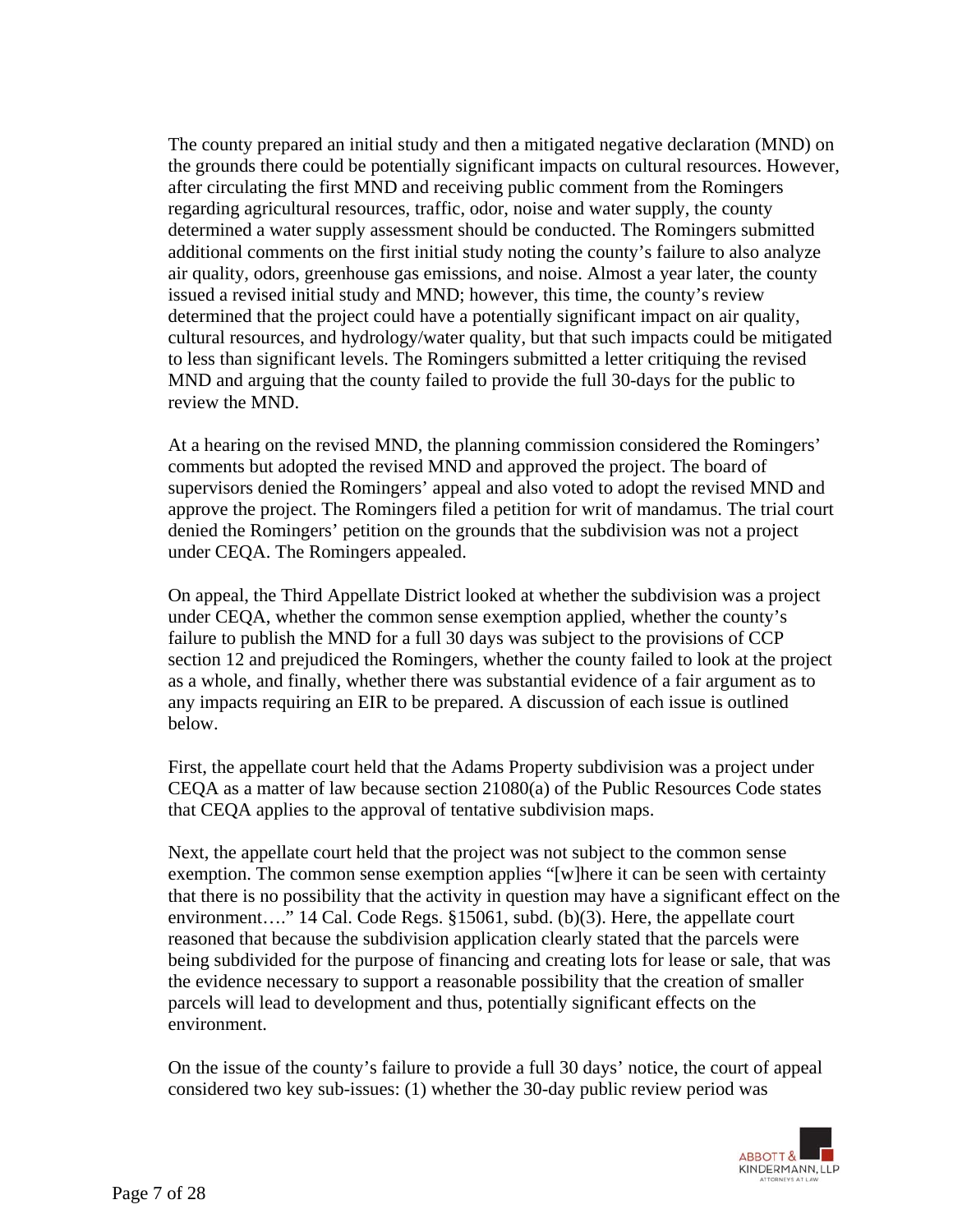The county prepared an initial study and then a mitigated negative declaration (MND) on the grounds there could be potentially significant impacts on cultural resources. However, after circulating the first MND and receiving public comment from the Romingers regarding agricultural resources, traffic, odor, noise and water supply, the county determined a water supply assessment should be conducted. The Romingers submitted additional comments on the first initial study noting the county's failure to also analyze air quality, odors, greenhouse gas emissions, and noise. Almost a year later, the county issued a revised initial study and MND; however, this time, the county's review determined that the project could have a potentially significant impact on air quality, cultural resources, and hydrology/water quality, but that such impacts could be mitigated to less than significant levels. The Romingers submitted a letter critiquing the revised MND and arguing that the county failed to provide the full 30-days for the public to review the MND.

At a hearing on the revised MND, the planning commission considered the Romingers' comments but adopted the revised MND and approved the project. The board of supervisors denied the Romingers' appeal and also voted to adopt the revised MND and approve the project. The Romingers filed a petition for writ of mandamus. The trial court denied the Romingers' petition on the grounds that the subdivision was not a project under CEQA. The Romingers appealed.

On appeal, the Third Appellate District looked at whether the subdivision was a project under CEQA, whether the common sense exemption applied, whether the county's failure to publish the MND for a full 30 days was subject to the provisions of CCP section 12 and prejudiced the Romingers, whether the county failed to look at the project as a whole, and finally, whether there was substantial evidence of a fair argument as to any impacts requiring an EIR to be prepared. A discussion of each issue is outlined below.

First, the appellate court held that the Adams Property subdivision was a project under CEQA as a matter of law because section 21080(a) of the Public Resources Code states that CEQA applies to the approval of tentative subdivision maps.

Next, the appellate court held that the project was not subject to the common sense exemption. The common sense exemption applies "[w]here it can be seen with certainty that there is no possibility that the activity in question may have a significant effect on the environment…." 14 Cal. Code Regs. §15061, subd. (b)(3). Here, the appellate court reasoned that because the subdivision application clearly stated that the parcels were being subdivided for the purpose of financing and creating lots for lease or sale, that was the evidence necessary to support a reasonable possibility that the creation of smaller parcels will lead to development and thus, potentially significant effects on the environment.

On the issue of the county's failure to provide a full 30 days' notice, the court of appeal considered two key sub-issues: (1) whether the 30-day public review period was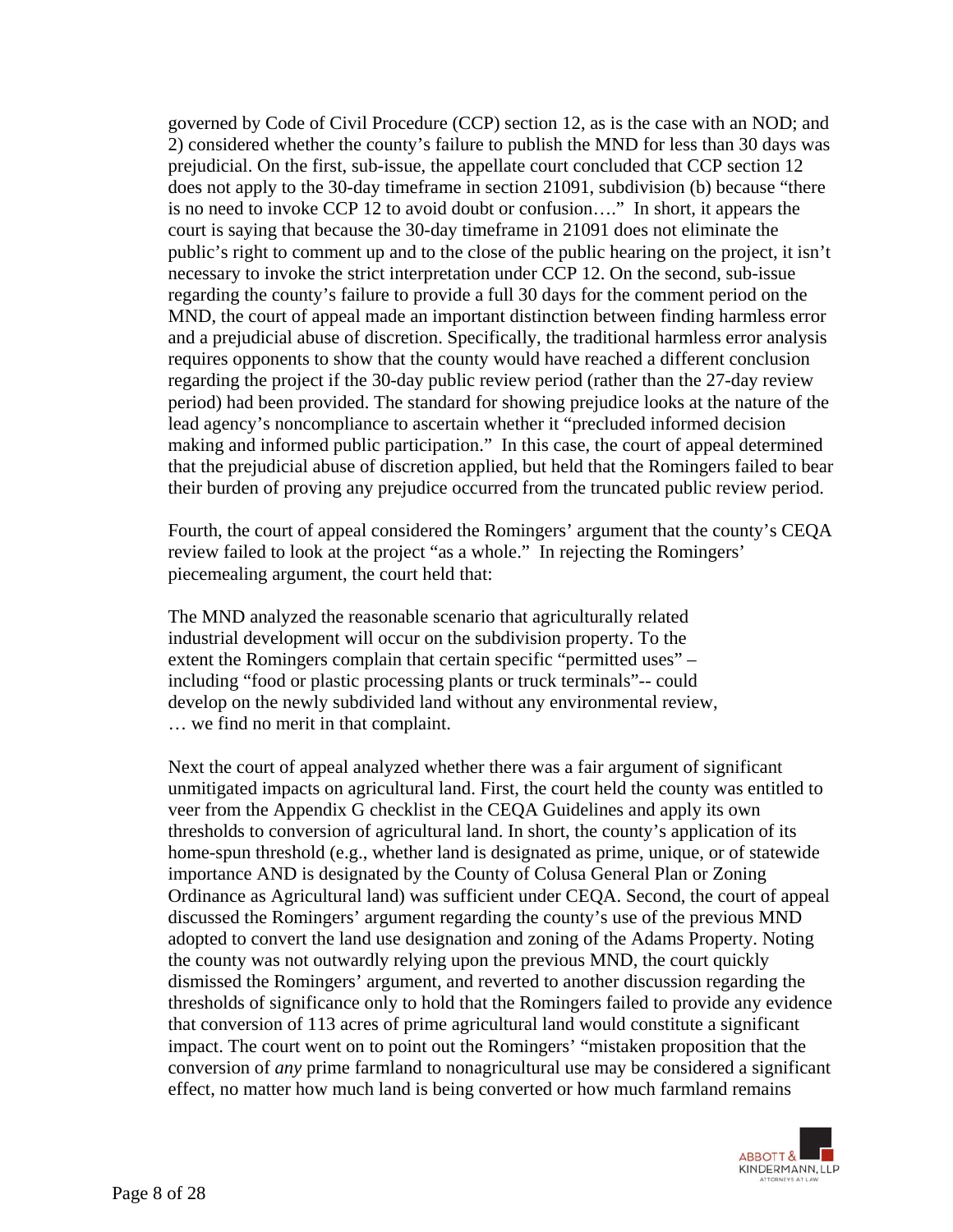governed by Code of Civil Procedure (CCP) section 12, as is the case with an NOD; and 2) considered whether the county's failure to publish the MND for less than 30 days was prejudicial. On the first, sub-issue, the appellate court concluded that CCP section 12 does not apply to the 30-day timeframe in section 21091, subdivision (b) because "there is no need to invoke CCP 12 to avoid doubt or confusion…." In short, it appears the court is saying that because the 30-day timeframe in 21091 does not eliminate the public's right to comment up and to the close of the public hearing on the project, it isn't necessary to invoke the strict interpretation under CCP 12. On the second, sub-issue regarding the county's failure to provide a full 30 days for the comment period on the MND, the court of appeal made an important distinction between finding harmless error and a prejudicial abuse of discretion. Specifically, the traditional harmless error analysis requires opponents to show that the county would have reached a different conclusion regarding the project if the 30-day public review period (rather than the 27-day review period) had been provided. The standard for showing prejudice looks at the nature of the lead agency's noncompliance to ascertain whether it "precluded informed decision making and informed public participation." In this case, the court of appeal determined that the prejudicial abuse of discretion applied, but held that the Romingers failed to bear their burden of proving any prejudice occurred from the truncated public review period.

Fourth, the court of appeal considered the Romingers' argument that the county's CEQA review failed to look at the project "as a whole." In rejecting the Romingers' piecemealing argument, the court held that:

> The MND analyzed the reasonable scenario that agriculturally related industrial development will occur on the subdivision property. To the extent the Romingers complain that certain specific "permitted uses" – including "food or plastic processing plants or truck terminals"-- could develop on the newly subdivided land without any environmental review, … we find no merit in that complaint.

Next the court of appeal analyzed whether there was a fair argument of significant unmitigated impacts on agricultural land. First, the court held the county was entitled to veer from the Appendix G checklist in the CEQA Guidelines and apply its own thresholds to conversion of agricultural land. In short, the county's application of its home-spun threshold (e.g., whether land is designated as prime, unique, or of statewide importance AND is designated by the County of Colusa General Plan or Zoning Ordinance as Agricultural land) was sufficient under CEQA. Second, the court of appeal discussed the Romingers' argument regarding the county's use of the previous MND adopted to convert the land use designation and zoning of the Adams Property. Noting the county was not outwardly relying upon the previous MND, the court quickly dismissed the Romingers' argument, and reverted to another discussion regarding the thresholds of significance only to hold that the Romingers failed to provide any evidence that conversion of 113 acres of prime agricultural land would constitute a significant impact. The court went on to point out the Romingers' "mistaken proposition that the conversion of *any* prime farmland to nonagricultural use may be considered a significant effect, no matter how much land is being converted or how much farmland remains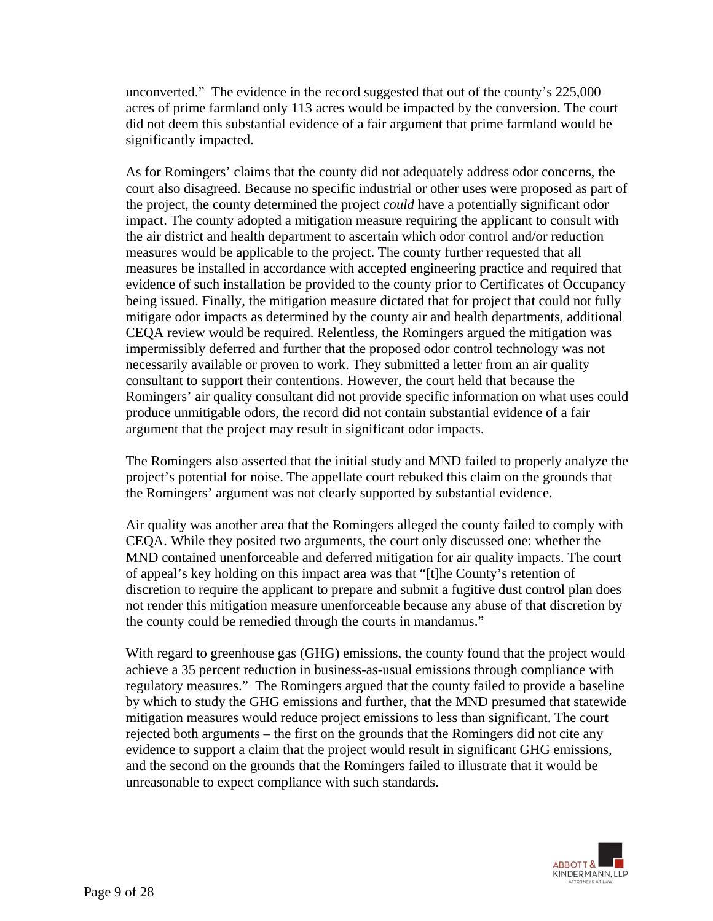unconverted." The evidence in the record suggested that out of the county's 225,000 acres of prime farmland only 113 acres would be impacted by the conversion. The court did not deem this substantial evidence of a fair argument that prime farmland would be significantly impacted.

As for Romingers' claims that the county did not adequately address odor concerns, the court also disagreed. Because no specific industrial or other uses were proposed as part of the project, the county determined the project *could* have a potentially significant odor impact. The county adopted a mitigation measure requiring the applicant to consult with the air district and health department to ascertain which odor control and/or reduction measures would be applicable to the project. The county further requested that all measures be installed in accordance with accepted engineering practice and required that evidence of such installation be provided to the county prior to Certificates of Occupancy being issued. Finally, the mitigation measure dictated that for project that could not fully mitigate odor impacts as determined by the county air and health departments, additional CEQA review would be required. Relentless, the Romingers argued the mitigation was impermissibly deferred and further that the proposed odor control technology was not necessarily available or proven to work. They submitted a letter from an air quality consultant to support their contentions. However, the court held that because the Romingers' air quality consultant did not provide specific information on what uses could produce unmitigable odors, the record did not contain substantial evidence of a fair argument that the project may result in significant odor impacts.

The Romingers also asserted that the initial study and MND failed to properly analyze the project's potential for noise. The appellate court rebuked this claim on the grounds that the Romingers' argument was not clearly supported by substantial evidence.

Air quality was another area that the Romingers alleged the county failed to comply with CEQA. While they posited two arguments, the court only discussed one: whether the MND contained unenforceable and deferred mitigation for air quality impacts. The court of appeal's key holding on this impact area was that "[t]he County's retention of discretion to require the applicant to prepare and submit a fugitive dust control plan does not render this mitigation measure unenforceable because any abuse of that discretion by the county could be remedied through the courts in mandamus."

With regard to greenhouse gas (GHG) emissions, the county found that the project would achieve a 35 percent reduction in business-as-usual emissions through compliance with regulatory measures." The Romingers argued that the county failed to provide a baseline by which to study the GHG emissions and further, that the MND presumed that statewide mitigation measures would reduce project emissions to less than significant. The court rejected both arguments – the first on the grounds that the Romingers did not cite any evidence to support a claim that the project would result in significant GHG emissions, and the second on the grounds that the Romingers failed to illustrate that it would be unreasonable to expect compliance with such standards.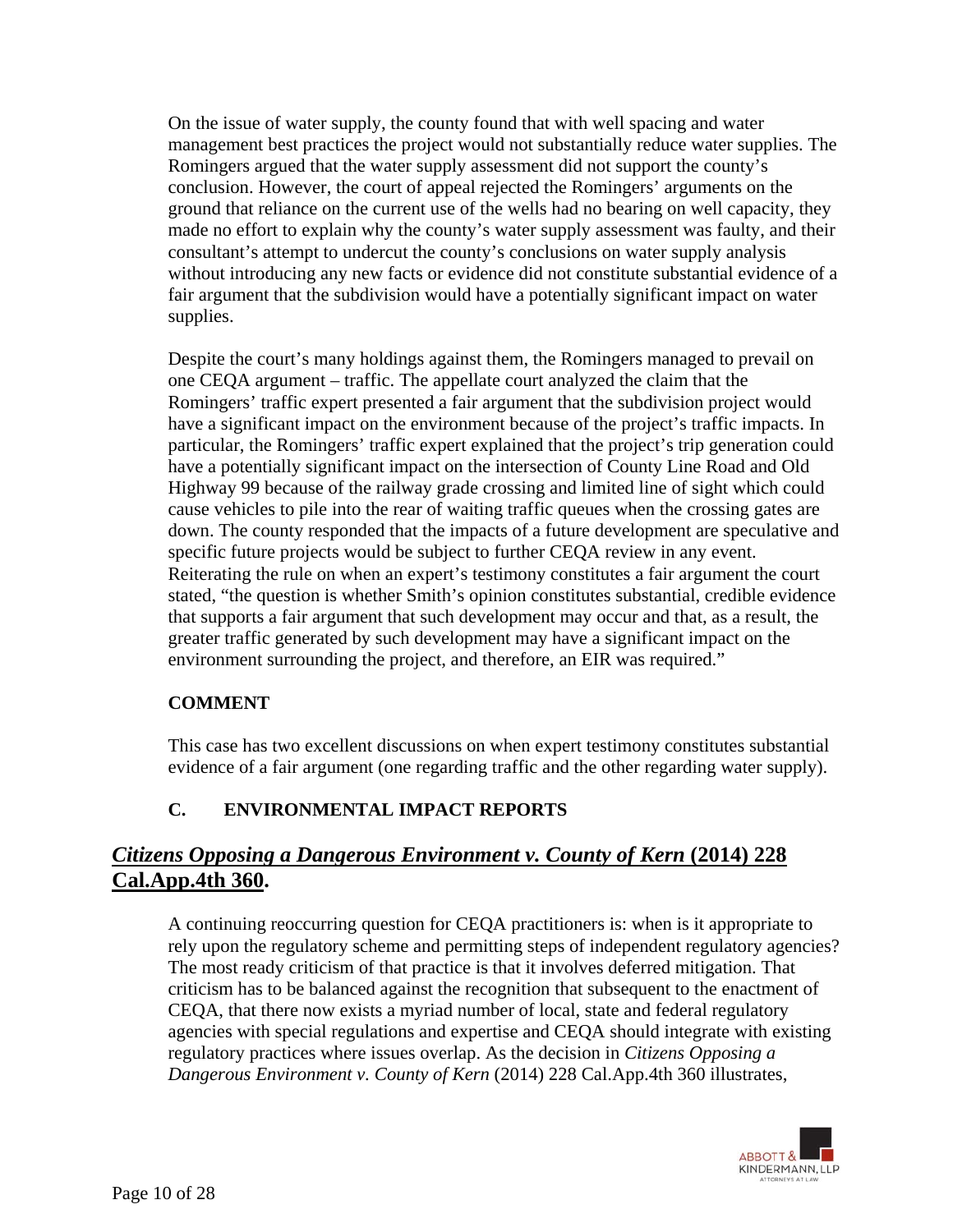On the issue of water supply, the county found that with well spacing and water management best practices the project would not substantially reduce water supplies. The Romingers argued that the water supply assessment did not support the county's conclusion. However, the court of appeal rejected the Romingers' arguments on the ground that reliance on the current use of the wells had no bearing on well capacity, they made no effort to explain why the county's water supply assessment was faulty, and their consultant's attempt to undercut the county's conclusions on water supply analysis without introducing any new facts or evidence did not constitute substantial evidence of a fair argument that the subdivision would have a potentially significant impact on water supplies.

Despite the court's many holdings against them, the Romingers managed to prevail on one CEQA argument – traffic. The appellate court analyzed the claim that the Romingers' traffic expert presented a fair argument that the subdivision project would have a significant impact on the environment because of the project's traffic impacts. In particular, the Romingers' traffic expert explained that the project's trip generation could have a potentially significant impact on the intersection of County Line Road and Old Highway 99 because of the railway grade crossing and limited line of sight which could cause vehicles to pile into the rear of waiting traffic queues when the crossing gates are down. The county responded that the impacts of a future development are speculative and specific future projects would be subject to further CEQA review in any event. Reiterating the rule on when an expert's testimony constitutes a fair argument the court stated, "the question is whether Smith's opinion constitutes substantial, credible evidence that supports a fair argument that such development may occur and that, as a result, the greater traffic generated by such development may have a significant impact on the environment surrounding the project, and therefore, an EIR was required."

**COMMENT**

This case has two excellent discussions on when expert testimony constitutes substantial evidence of a fair argument (one regarding traffic and the other regarding water supply).

### C. ENVIRONMENTAL IMPACT REPORTS

## *Citizens Opposing a Dangerous Environment v. County of Kern* (2014) 228 Cal.App.4th 360.

A continuing reoccurring question for CEQA practitioners is: when is it appropriate to rely upon the regulatory scheme and permitting steps of independent regulatory agencies? The most ready criticism of that practice is that it involves deferred mitigation. That criticism has to be balanced against the recognition that subsequent to the enactment of CEQA, that there now exists a myriad number of local, state and federal regulatory agencies with special regulations and expertise and CEQA should integrate with existing regulatory practices where issues overlap. As the decision in *Citizens Opposing a Dangerous Environment v. County of Kern* (2014) 228 Cal.App.4th 360 illustrates,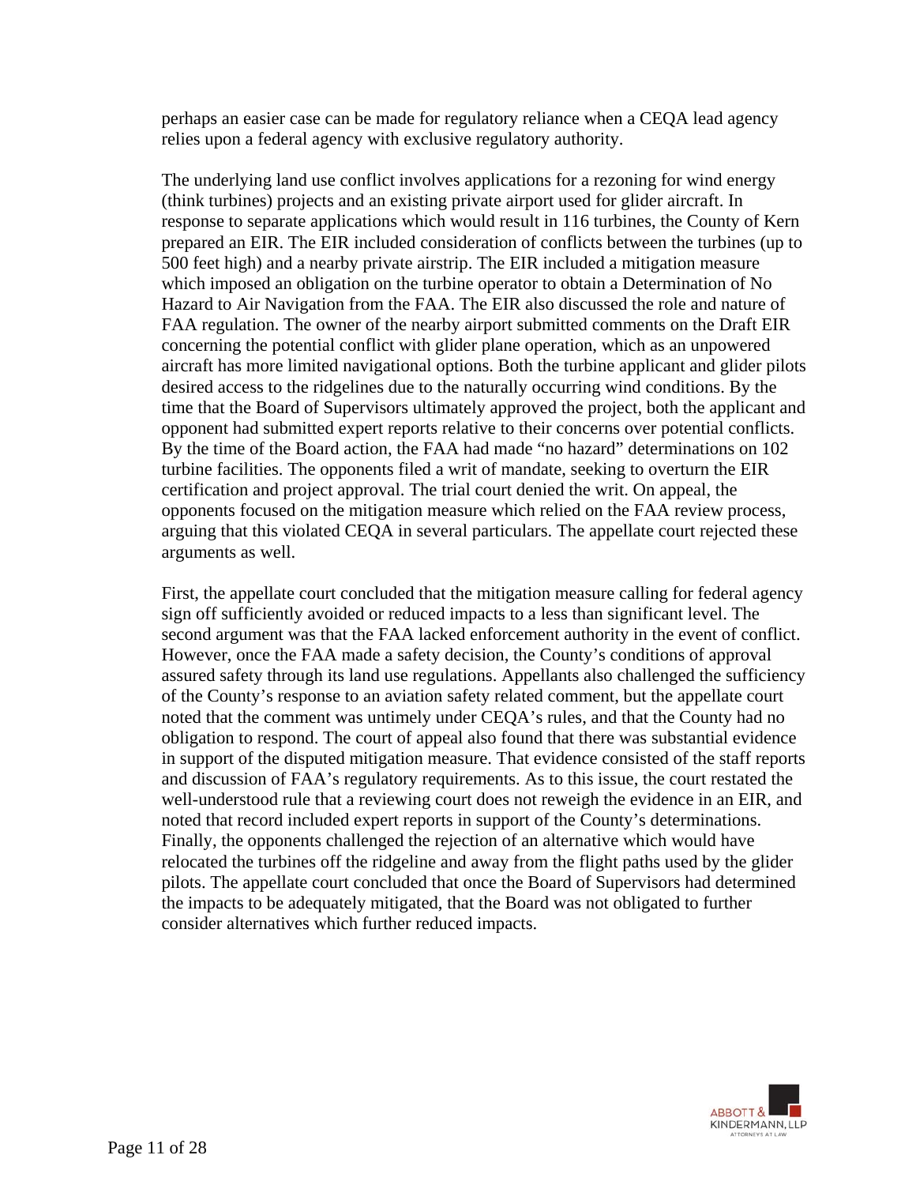perhaps an easier case can be made for regulatory reliance when a CEQA lead agency relies upon a federal agency with exclusive regulatory authority.

The underlying land use conflict involves applications for a rezoning for wind energy (think turbines) projects and an existing private airport used for glider aircraft. In response to separate applications which would result in 116 turbines, the County of Kern prepared an EIR. The EIR included consideration of conflicts between the turbines (up to 500 feet high) and a nearby private airstrip. The EIR included a mitigation measure which imposed an obligation on the turbine operator to obtain a Determination of No Hazard to Air Navigation from the FAA. The EIR also discussed the role and nature of FAA regulation. The owner of the nearby airport submitted comments on the Draft EIR concerning the potential conflict with glider plane operation, which as an unpowered aircraft has more limited navigational options. Both the turbine applicant and glider pilots desired access to the ridgelines due to the naturally occurring wind conditions. By the time that the Board of Supervisors ultimately approved the project, both the applicant and opponent had submitted expert reports relative to their concerns over potential conflicts. By the time of the Board action, the FAA had made "no hazard" determinations on 102 turbine facilities. The opponents filed a writ of mandate, seeking to overturn the EIR certification and project approval. The trial court denied the writ. On appeal, the opponents focused on the mitigation measure which relied on the FAA review process, arguing that this violated CEQA in several particulars. The appellate court rejected these arguments as well.

First, the appellate court concluded that the mitigation measure calling for federal agency sign off sufficiently avoided or reduced impacts to a less than significant level. The second argument was that the FAA lacked enforcement authority in the event of conflict. However, once the FAA made a safety decision, the County's conditions of approval assured safety through its land use regulations. Appellants also challenged the sufficiency of the County's response to an aviation safety related comment, but the appellate court noted that the comment was untimely under CEQA's rules, and that the County had no obligation to respond. The court of appeal also found that there was substantial evidence in support of the disputed mitigation measure. That evidence consisted of the staff reports and discussion of FAA's regulatory requirements. As to this issue, the court restated the well-understood rule that a reviewing court does not reweigh the evidence in an EIR, and noted that record included expert reports in support of the County's determinations. Finally, the opponents challenged the rejection of an alternative which would have relocated the turbines off the ridgeline and away from the flight paths used by the glider pilots. The appellate court concluded that once the Board of Supervisors had determined the impacts to be adequately mitigated, that the Board was not obligated to further consider alternatives which further reduced impacts.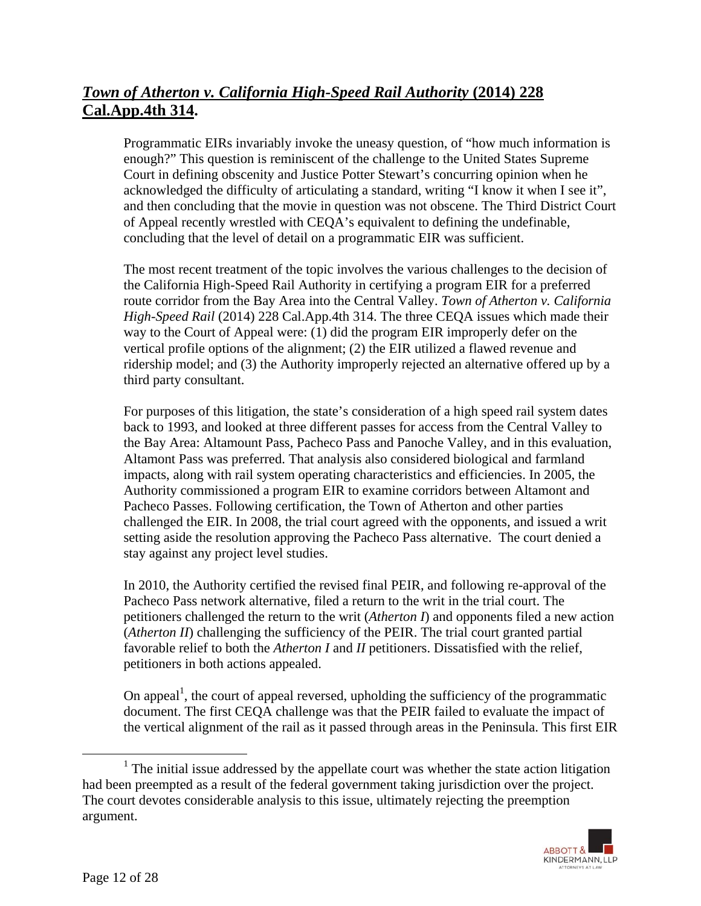## ***Town of Atherton v. California High-Speed Rail Authority* (2014) 228 Cal.App.4th 314.**

Programmatic EIRs invariably invoke the uneasy question, of "how much information is enough?" This question is reminiscent of the challenge to the United States Supreme Court in defining obscenity and Justice Potter Stewart's concurring opinion when he acknowledged the difficulty of articulating a standard, writing "I know it when I see it", and then concluding that the movie in question was not obscene. The Third District Court of Appeal recently wrestled with CEQA's equivalent to defining the undefinable, concluding that the level of detail on a programmatic EIR was sufficient.

The most recent treatment of the topic involves the various challenges to the decision of the California High-Speed Rail Authority in certifying a program EIR for a preferred route corridor from the Bay Area into the Central Valley. *Town of Atherton v. California High-Speed Rail* (2014) 228 Cal.App.4th 314. The three CEQA issues which made their way to the Court of Appeal were: (1) did the program EIR improperly defer on the vertical profile options of the alignment; (2) the EIR utilized a flawed revenue and ridership model; and (3) the Authority improperly rejected an alternative offered up by a third party consultant.

For purposes of this litigation, the state's consideration of a high speed rail system dates back to 1993, and looked at three different passes for access from the Central Valley to the Bay Area: Altamount Pass, Pacheco Pass and Panoche Valley, and in this evaluation, Altamont Pass was preferred. That analysis also considered biological and farmland impacts, along with rail system operating characteristics and efficiencies. In 2005, the Authority commissioned a program EIR to examine corridors between Altamont and Pacheco Passes. Following certification, the Town of Atherton and other parties challenged the EIR. In 2008, the trial court agreed with the opponents, and issued a writ setting aside the resolution approving the Pacheco Pass alternative. The court denied a stay against any project level studies.

In 2010, the Authority certified the revised final PEIR, and following re-approval of the Pacheco Pass network alternative, filed a return to the writ in the trial court. The petitioners challenged the return to the writ (*Atherton I*) and opponents filed a new action (*Atherton II*) challenging the sufficiency of the PEIR. The trial court granted partial favorable relief to both the *Atherton I* and *II* petitioners. Dissatisfied with the relief, petitioners in both actions appealed.

On appeal[1], the court of appeal reversed, upholding the sufficiency of the programmatic document. The first CEQA challenge was that the PEIR failed to evaluate the impact of the vertical alignment of the rail as it passed through areas in the Peninsula. This first EIR

[1] The initial issue addressed by the appellate court was whether the state action litigation had been preempted as a result of the federal government taking jurisdiction over the project. The court devotes considerable analysis to this issue, ultimately rejecting the preemption argument.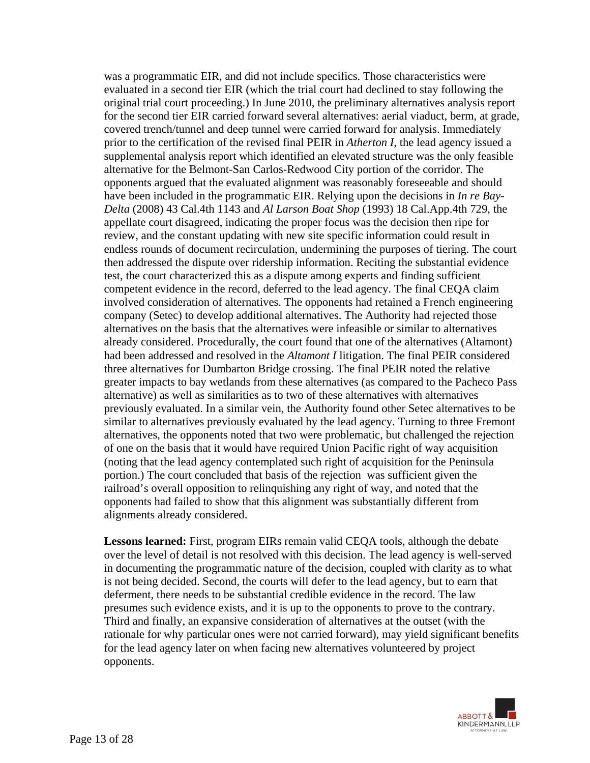was a programmatic EIR, and did not include specifics. Those characteristics were evaluated in a second tier EIR (which the trial court had declined to stay following the original trial court proceeding.) In June 2010, the preliminary alternatives analysis report for the second tier EIR carried forward several alternatives: aerial viaduct, berm, at grade, covered trench/tunnel and deep tunnel were carried forward for analysis. Immediately prior to the certification of the revised final PEIR in *Atherton I*, the lead agency issued a supplemental analysis report which identified an elevated structure was the only feasible alternative for the Belmont-San Carlos-Redwood City portion of the corridor. The opponents argued that the evaluated alignment was reasonably foreseeable and should have been included in the programmatic EIR. Relying upon the decisions in *In re Bay-Delta* (2008) 43 Cal.4th 1143 and *Al Larson Boat Shop* (1993) 18 Cal.App.4th 729, the appellate court disagreed, indicating the proper focus was the decision then ripe for review, and the constant updating with new site specific information could result in endless rounds of document recirculation, undermining the purposes of tiering. The court then addressed the dispute over ridership information. Reciting the substantial evidence test, the court characterized this as a dispute among experts and finding sufficient competent evidence in the record, deferred to the lead agency. The final CEQA claim involved consideration of alternatives. The opponents had retained a French engineering company (Setec) to develop additional alternatives. The Authority had rejected those alternatives on the basis that the alternatives were infeasible or similar to alternatives already considered. Procedurally, the court found that one of the alternatives (Altamont) had been addressed and resolved in the *Altamont I* litigation. The final PEIR considered three alternatives for Dumbarton Bridge crossing. The final PEIR noted the relative greater impacts to bay wetlands from these alternatives (as compared to the Pacheco Pass alternative) as well as similarities as to two of these alternatives with alternatives previously evaluated. In a similar vein, the Authority found other Setec alternatives to be similar to alternatives previously evaluated by the lead agency. Turning to three Fremont alternatives, the opponents noted that two were problematic, but challenged the rejection of one on the basis that it would have required Union Pacific right of way acquisition (noting that the lead agency contemplated such right of acquisition for the Peninsula portion.) The court concluded that basis of the rejection was sufficient given the railroad's overall opposition to relinquishing any right of way, and noted that the opponents had failed to show that this alignment was substantially different from alignments already considered.

**Lessons learned:** First, program EIRs remain valid CEQA tools, although the debate over the level of detail is not resolved with this decision. The lead agency is well-served in documenting the programmatic nature of the decision, coupled with clarity as to what is not being decided. Second, the courts will defer to the lead agency, but to earn that deferment, there needs to be substantial credible evidence in the record. The law presumes such evidence exists, and it is up to the opponents to prove to the contrary. Third and finally, an expansive consideration of alternatives at the outset (with the rationale for why particular ones were not carried forward), may yield significant benefits for the lead agency later on when facing new alternatives volunteered by project opponents.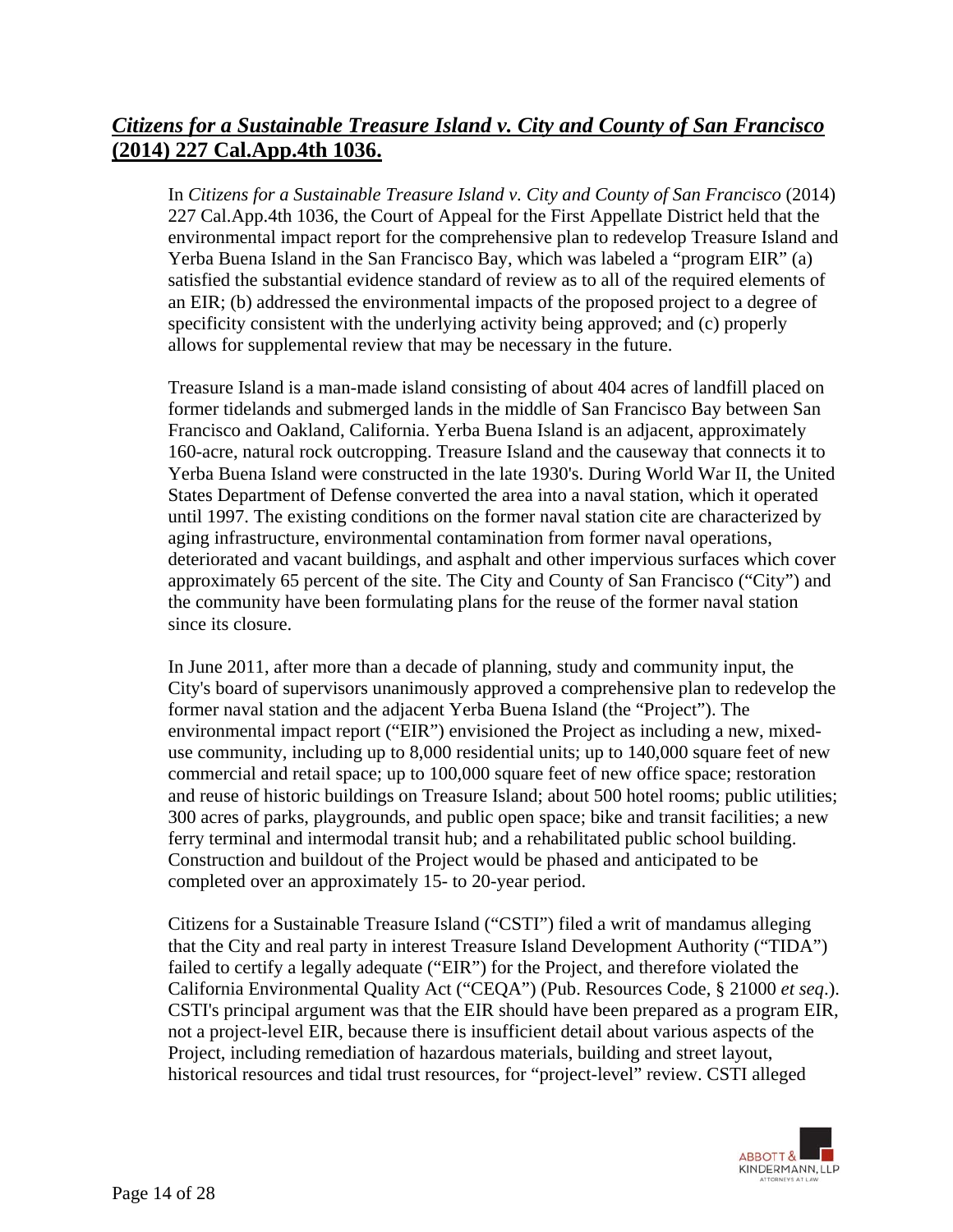## ***Citizens for a Sustainable Treasure Island v. City and County of San Francisco* (2014) 227 Cal.App.4th 1036.**

In *Citizens for a Sustainable Treasure Island v. City and County of San Francisco* (2014) 227 Cal.App.4th 1036, the Court of Appeal for the First Appellate District held that the environmental impact report for the comprehensive plan to redevelop Treasure Island and Yerba Buena Island in the San Francisco Bay, which was labeled a "program EIR" (a) satisfied the substantial evidence standard of review as to all of the required elements of an EIR; (b) addressed the environmental impacts of the proposed project to a degree of specificity consistent with the underlying activity being approved; and (c) properly allows for supplemental review that may be necessary in the future.

Treasure Island is a man-made island consisting of about 404 acres of landfill placed on former tidelands and submerged lands in the middle of San Francisco Bay between San Francisco and Oakland, California. Yerba Buena Island is an adjacent, approximately 160-acre, natural rock outcropping. Treasure Island and the causeway that connects it to Yerba Buena Island were constructed in the late 1930's. During World War II, the United States Department of Defense converted the area into a naval station, which it operated until 1997. The existing conditions on the former naval station cite are characterized by aging infrastructure, environmental contamination from former naval operations, deteriorated and vacant buildings, and asphalt and other impervious surfaces which cover approximately 65 percent of the site. The City and County of San Francisco ("City") and the community have been formulating plans for the reuse of the former naval station since its closure.

In June 2011, after more than a decade of planning, study and community input, the City's board of supervisors unanimously approved a comprehensive plan to redevelop the former naval station and the adjacent Yerba Buena Island (the "Project"). The environmental impact report ("EIR") envisioned the Project as including a new, mixed-use community, including up to 8,000 residential units; up to 140,000 square feet of new commercial and retail space; up to 100,000 square feet of new office space; restoration and reuse of historic buildings on Treasure Island; about 500 hotel rooms; public utilities; 300 acres of parks, playgrounds, and public open space; bike and transit facilities; a new ferry terminal and intermodal transit hub; and a rehabilitated public school building. Construction and buildout of the Project would be phased and anticipated to be completed over an approximately 15- to 20-year period.

Citizens for a Sustainable Treasure Island ("CSTI") filed a writ of mandamus alleging that the City and real party in interest Treasure Island Development Authority ("TIDA") failed to certify a legally adequate ("EIR") for the Project, and therefore violated the California Environmental Quality Act ("CEQA") (Pub. Resources Code, § 21000 *et seq*.). CSTI's principal argument was that the EIR should have been prepared as a program EIR, not a project-level EIR, because there is insufficient detail about various aspects of the Project, including remediation of hazardous materials, building and street layout, historical resources and tidal trust resources, for "project-level" review. CSTI alleged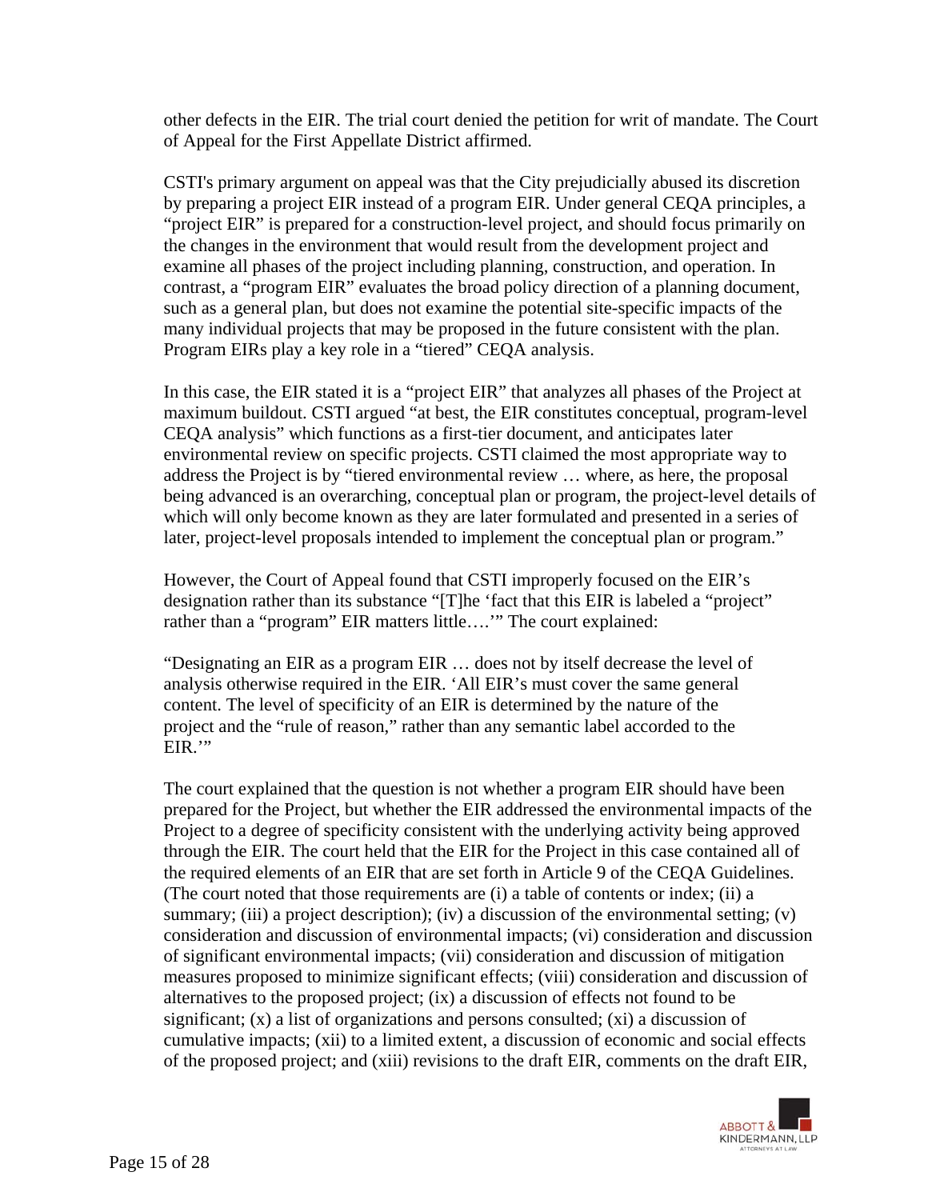other defects in the EIR. The trial court denied the petition for writ of mandate. The Court of Appeal for the First Appellate District affirmed.

CSTI's primary argument on appeal was that the City prejudicially abused its discretion by preparing a project EIR instead of a program EIR. Under general CEQA principles, a "project EIR" is prepared for a construction-level project, and should focus primarily on the changes in the environment that would result from the development project and examine all phases of the project including planning, construction, and operation. In contrast, a "program EIR" evaluates the broad policy direction of a planning document, such as a general plan, but does not examine the potential site-specific impacts of the many individual projects that may be proposed in the future consistent with the plan. Program EIRs play a key role in a "tiered" CEQA analysis.

In this case, the EIR stated it is a "project EIR" that analyzes all phases of the Project at maximum buildout. CSTI argued "at best, the EIR constitutes conceptual, program-level CEQA analysis" which functions as a first-tier document, and anticipates later environmental review on specific projects. CSTI claimed the most appropriate way to address the Project is by "tiered environmental review … where, as here, the proposal being advanced is an overarching, conceptual plan or program, the project-level details of which will only become known as they are later formulated and presented in a series of later, project-level proposals intended to implement the conceptual plan or program."

However, the Court of Appeal found that CSTI improperly focused on the EIR's designation rather than its substance "[T]he 'fact that this EIR is labeled a "project" rather than a "program" EIR matters little….'" The court explained:

> "Designating an EIR as a program EIR … does not by itself decrease the level of analysis otherwise required in the EIR. 'All EIR's must cover the same general content. The level of specificity of an EIR is determined by the nature of the project and the "rule of reason," rather than any semantic label accorded to the EIR.'"

The court explained that the question is not whether a program EIR should have been prepared for the Project, but whether the EIR addressed the environmental impacts of the Project to a degree of specificity consistent with the underlying activity being approved through the EIR. The court held that the EIR for the Project in this case contained all of the required elements of an EIR that are set forth in Article 9 of the CEQA Guidelines. (The court noted that those requirements are (i) a table of contents or index; (ii) a summary; (iii) a project description); (iv) a discussion of the environmental setting; (v) consideration and discussion of environmental impacts; (vi) consideration and discussion of significant environmental impacts; (vii) consideration and discussion of mitigation measures proposed to minimize significant effects; (viii) consideration and discussion of alternatives to the proposed project; (ix) a discussion of effects not found to be significant; (x) a list of organizations and persons consulted; (xi) a discussion of cumulative impacts; (xii) to a limited extent, a discussion of economic and social effects of the proposed project; and (xiii) revisions to the draft EIR, comments on the draft EIR,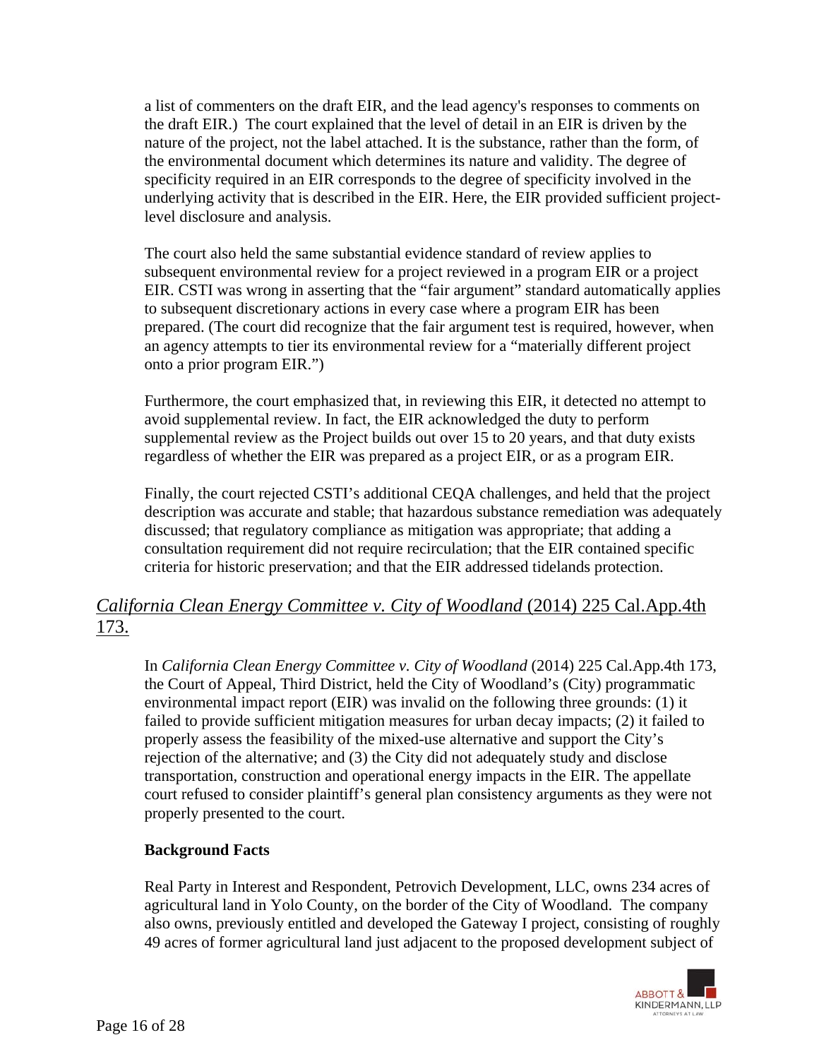a list of commenters on the draft EIR, and the lead agency's responses to comments on the draft EIR.) The court explained that the level of detail in an EIR is driven by the nature of the project, not the label attached. It is the substance, rather than the form, of the environmental document which determines its nature and validity. The degree of specificity required in an EIR corresponds to the degree of specificity involved in the underlying activity that is described in the EIR. Here, the EIR provided sufficient project-level disclosure and analysis.

The court also held the same substantial evidence standard of review applies to subsequent environmental review for a project reviewed in a program EIR or a project EIR. CSTI was wrong in asserting that the "fair argument" standard automatically applies to subsequent discretionary actions in every case where a program EIR has been prepared. (The court did recognize that the fair argument test is required, however, when an agency attempts to tier its environmental review for a "materially different project onto a prior program EIR.")

Furthermore, the court emphasized that, in reviewing this EIR, it detected no attempt to avoid supplemental review. In fact, the EIR acknowledged the duty to perform supplemental review as the Project builds out over 15 to 20 years, and that duty exists regardless of whether the EIR was prepared as a project EIR, or as a program EIR.

Finally, the court rejected CSTI's additional CEQA challenges, and held that the project description was accurate and stable; that hazardous substance remediation was adequately discussed; that regulatory compliance as mitigation was appropriate; that adding a consultation requirement did not require recirculation; that the EIR contained specific criteria for historic preservation; and that the EIR addressed tidelands protection.

## *California Clean Energy Committee v. City of Woodland* (2014) 225 Cal.App.4th 173.

In *California Clean Energy Committee v. City of Woodland* (2014) 225 Cal.App.4th 173, the Court of Appeal, Third District, held the City of Woodland's (City) programmatic environmental impact report (EIR) was invalid on the following three grounds: (1) it failed to provide sufficient mitigation measures for urban decay impacts; (2) it failed to properly assess the feasibility of the mixed-use alternative and support the City's rejection of the alternative; and (3) the City did not adequately study and disclose transportation, construction and operational energy impacts in the EIR. The appellate court refused to consider plaintiff's general plan consistency arguments as they were not properly presented to the court.

**Background Facts**

Real Party in Interest and Respondent, Petrovich Development, LLC, owns 234 acres of agricultural land in Yolo County, on the border of the City of Woodland. The company also owns, previously entitled and developed the Gateway I project, consisting of roughly 49 acres of former agricultural land just adjacent to the proposed development subject of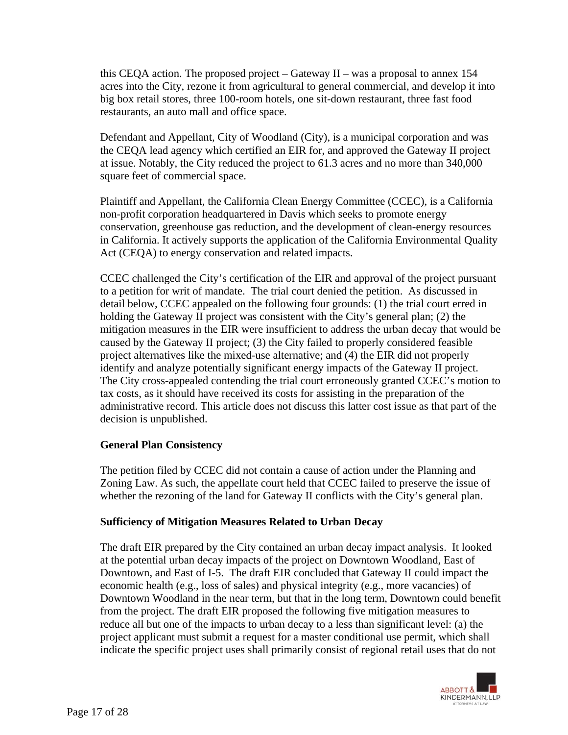this CEQA action. The proposed project – Gateway II – was a proposal to annex 154 acres into the City, rezone it from agricultural to general commercial, and develop it into big box retail stores, three 100-room hotels, one sit-down restaurant, three fast food restaurants, an auto mall and office space.

Defendant and Appellant, City of Woodland (City), is a municipal corporation and was the CEQA lead agency which certified an EIR for, and approved the Gateway II project at issue. Notably, the City reduced the project to 61.3 acres and no more than 340,000 square feet of commercial space.

Plaintiff and Appellant, the California Clean Energy Committee (CCEC), is a California non-profit corporation headquartered in Davis which seeks to promote energy conservation, greenhouse gas reduction, and the development of clean-energy resources in California. It actively supports the application of the California Environmental Quality Act (CEQA) to energy conservation and related impacts.

CCEC challenged the City's certification of the EIR and approval of the project pursuant to a petition for writ of mandate. The trial court denied the petition. As discussed in detail below, CCEC appealed on the following four grounds: (1) the trial court erred in holding the Gateway II project was consistent with the City's general plan; (2) the mitigation measures in the EIR were insufficient to address the urban decay that would be caused by the Gateway II project; (3) the City failed to properly considered feasible project alternatives like the mixed-use alternative; and (4) the EIR did not properly identify and analyze potentially significant energy impacts of the Gateway II project. The City cross-appealed contending the trial court erroneously granted CCEC's motion to tax costs, as it should have received its costs for assisting in the preparation of the administrative record. This article does not discuss this latter cost issue as that part of the decision is unpublished.

**General Plan Consistency**

The petition filed by CCEC did not contain a cause of action under the Planning and Zoning Law. As such, the appellate court held that CCEC failed to preserve the issue of whether the rezoning of the land for Gateway II conflicts with the City's general plan.

**Sufficiency of Mitigation Measures Related to Urban Decay**

The draft EIR prepared by the City contained an urban decay impact analysis. It looked at the potential urban decay impacts of the project on Downtown Woodland, East of Downtown, and East of I-5. The draft EIR concluded that Gateway II could impact the economic health (e.g., loss of sales) and physical integrity (e.g., more vacancies) of Downtown Woodland in the near term, but that in the long term, Downtown could benefit from the project. The draft EIR proposed the following five mitigation measures to reduce all but one of the impacts to urban decay to a less than significant level: (a) the project applicant must submit a request for a master conditional use permit, which shall indicate the specific project uses shall primarily consist of regional retail uses that do not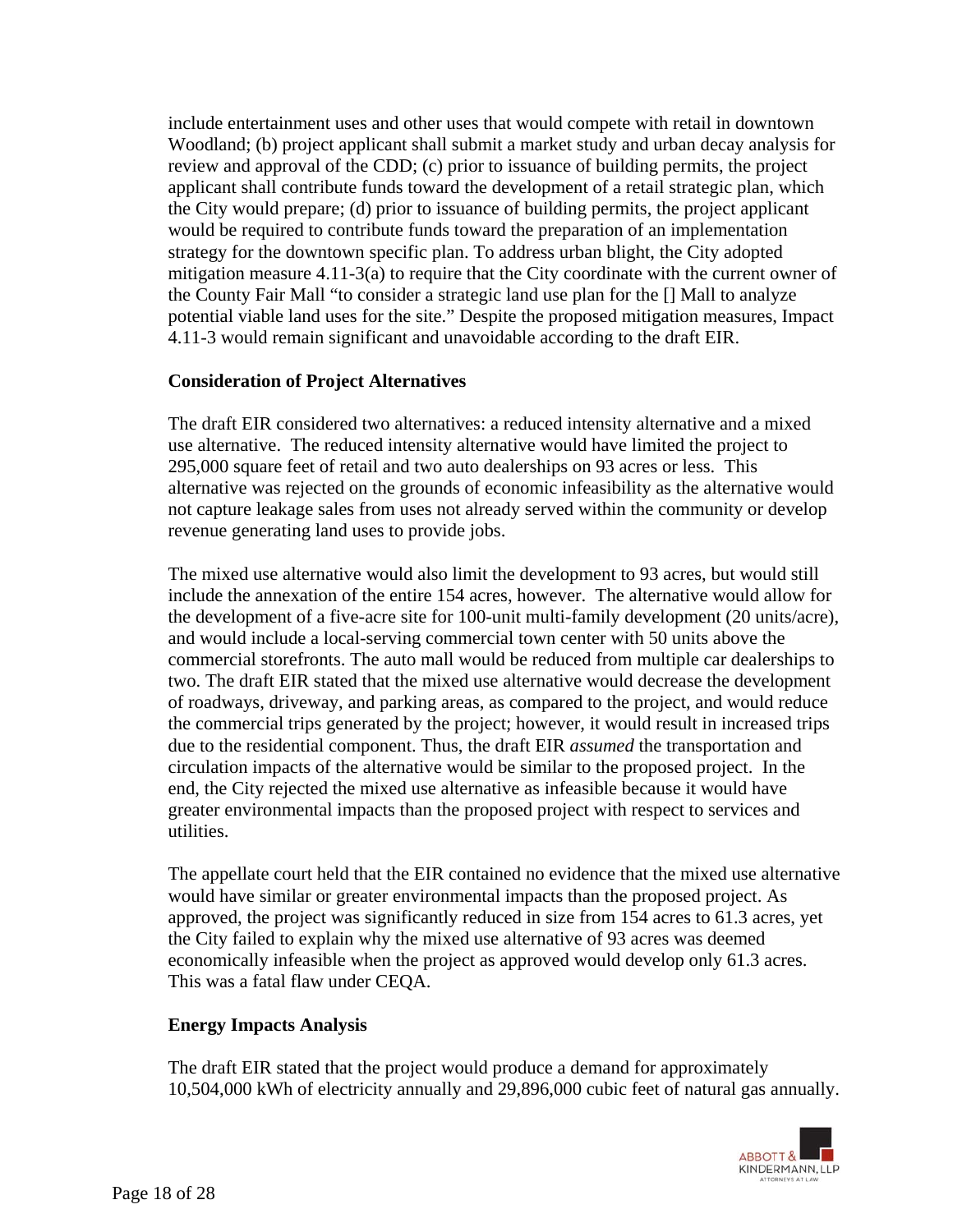include entertainment uses and other uses that would compete with retail in downtown Woodland; (b) project applicant shall submit a market study and urban decay analysis for review and approval of the CDD; (c) prior to issuance of building permits, the project applicant shall contribute funds toward the development of a retail strategic plan, which the City would prepare; (d) prior to issuance of building permits, the project applicant would be required to contribute funds toward the preparation of an implementation strategy for the downtown specific plan. To address urban blight, the City adopted mitigation measure 4.11-3(a) to require that the City coordinate with the current owner of the County Fair Mall "to consider a strategic land use plan for the [] Mall to analyze potential viable land uses for the site." Despite the proposed mitigation measures, Impact 4.11-3 would remain significant and unavoidable according to the draft EIR.

**Consideration of Project Alternatives**

The draft EIR considered two alternatives: a reduced intensity alternative and a mixed use alternative. The reduced intensity alternative would have limited the project to 295,000 square feet of retail and two auto dealerships on 93 acres or less. This alternative was rejected on the grounds of economic infeasibility as the alternative would not capture leakage sales from uses not already served within the community or develop revenue generating land uses to provide jobs.

The mixed use alternative would also limit the development to 93 acres, but would still include the annexation of the entire 154 acres, however. The alternative would allow for the development of a five-acre site for 100-unit multi-family development (20 units/acre), and would include a local-serving commercial town center with 50 units above the commercial storefronts. The auto mall would be reduced from multiple car dealerships to two. The draft EIR stated that the mixed use alternative would decrease the development of roadways, driveway, and parking areas, as compared to the project, and would reduce the commercial trips generated by the project; however, it would result in increased trips due to the residential component. Thus, the draft EIR *assumed* the transportation and circulation impacts of the alternative would be similar to the proposed project. In the end, the City rejected the mixed use alternative as infeasible because it would have greater environmental impacts than the proposed project with respect to services and utilities.

The appellate court held that the EIR contained no evidence that the mixed use alternative would have similar or greater environmental impacts than the proposed project. As approved, the project was significantly reduced in size from 154 acres to 61.3 acres, yet the City failed to explain why the mixed use alternative of 93 acres was deemed economically infeasible when the project as approved would develop only 61.3 acres. This was a fatal flaw under CEQA.

**Energy Impacts Analysis**

The draft EIR stated that the project would produce a demand for approximately 10,504,000 kWh of electricity annually and 29,896,000 cubic feet of natural gas annually.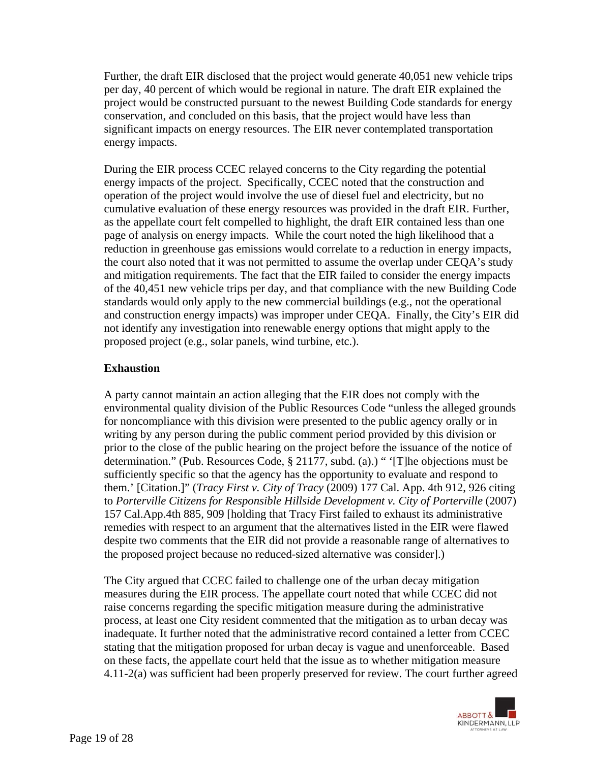Further, the draft EIR disclosed that the project would generate 40,051 new vehicle trips per day, 40 percent of which would be regional in nature. The draft EIR explained the project would be constructed pursuant to the newest Building Code standards for energy conservation, and concluded on this basis, that the project would have less than significant impacts on energy resources. The EIR never contemplated transportation energy impacts.

During the EIR process CCEC relayed concerns to the City regarding the potential energy impacts of the project. Specifically, CCEC noted that the construction and operation of the project would involve the use of diesel fuel and electricity, but no cumulative evaluation of these energy resources was provided in the draft EIR. Further, as the appellate court felt compelled to highlight, the draft EIR contained less than one page of analysis on energy impacts. While the court noted the high likelihood that a reduction in greenhouse gas emissions would correlate to a reduction in energy impacts, the court also noted that it was not permitted to assume the overlap under CEQA's study and mitigation requirements. The fact that the EIR failed to consider the energy impacts of the 40,451 new vehicle trips per day, and that compliance with the new Building Code standards would only apply to the new commercial buildings (e.g., not the operational and construction energy impacts) was improper under CEQA. Finally, the City's EIR did not identify any investigation into renewable energy options that might apply to the proposed project (e.g., solar panels, wind turbine, etc.).

**Exhaustion**

A party cannot maintain an action alleging that the EIR does not comply with the environmental quality division of the Public Resources Code "unless the alleged grounds for noncompliance with this division were presented to the public agency orally or in writing by any person during the public comment period provided by this division or prior to the close of the public hearing on the project before the issuance of the notice of determination." (Pub. Resources Code, § 21177, subd. (a).) " '[T]he objections must be sufficiently specific so that the agency has the opportunity to evaluate and respond to them.' [Citation.]" (*Tracy First v. City of Tracy* (2009) 177 Cal. App. 4th 912, 926 citing to *Porterville Citizens for Responsible Hillside Development v. City of Porterville* (2007) 157 Cal.App.4th 885, 909 [holding that Tracy First failed to exhaust its administrative remedies with respect to an argument that the alternatives listed in the EIR were flawed despite two comments that the EIR did not provide a reasonable range of alternatives to the proposed project because no reduced-sized alternative was consider].)

The City argued that CCEC failed to challenge one of the urban decay mitigation measures during the EIR process. The appellate court noted that while CCEC did not raise concerns regarding the specific mitigation measure during the administrative process, at least one City resident commented that the mitigation as to urban decay was inadequate. It further noted that the administrative record contained a letter from CCEC stating that the mitigation proposed for urban decay is vague and unenforceable. Based on these facts, the appellate court held that the issue as to whether mitigation measure 4.11-2(a) was sufficient had been properly preserved for review. The court further agreed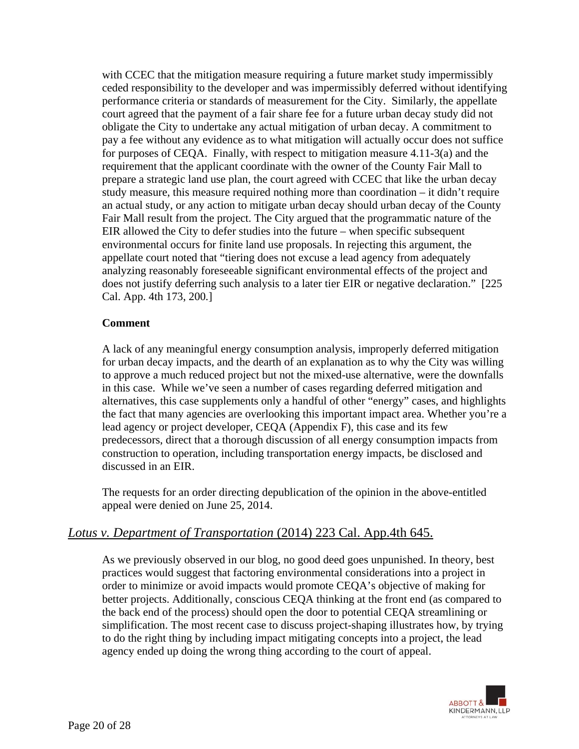with CCEC that the mitigation measure requiring a future market study impermissibly ceded responsibility to the developer and was impermissibly deferred without identifying performance criteria or standards of measurement for the City. Similarly, the appellate court agreed that the payment of a fair share fee for a future urban decay study did not obligate the City to undertake any actual mitigation of urban decay. A commitment to pay a fee without any evidence as to what mitigation will actually occur does not suffice for purposes of CEQA. Finally, with respect to mitigation measure 4.11-3(a) and the requirement that the applicant coordinate with the owner of the County Fair Mall to prepare a strategic land use plan, the court agreed with CCEC that like the urban decay study measure, this measure required nothing more than coordination – it didn't require an actual study, or any action to mitigate urban decay should urban decay of the County Fair Mall result from the project. The City argued that the programmatic nature of the EIR allowed the City to defer studies into the future – when specific subsequent environmental occurs for finite land use proposals. In rejecting this argument, the appellate court noted that "tiering does not excuse a lead agency from adequately analyzing reasonably foreseeable significant environmental effects of the project and does not justify deferring such analysis to a later tier EIR or negative declaration." [225 Cal. App. 4th 173, 200.]

**Comment**

A lack of any meaningful energy consumption analysis, improperly deferred mitigation for urban decay impacts, and the dearth of an explanation as to why the City was willing to approve a much reduced project but not the mixed-use alternative, were the downfalls in this case. While we've seen a number of cases regarding deferred mitigation and alternatives, this case supplements only a handful of other "energy" cases, and highlights the fact that many agencies are overlooking this important impact area. Whether you're a lead agency or project developer, CEQA (Appendix F), this case and its few predecessors, direct that a thorough discussion of all energy consumption impacts from construction to operation, including transportation energy impacts, be disclosed and discussed in an EIR.

The requests for an order directing depublication of the opinion in the above-entitled appeal were denied on June 25, 2014.

## *Lotus v. Department of Transportation* (2014) 223 Cal. App.4th 645.

As we previously observed in our blog, no good deed goes unpunished. In theory, best practices would suggest that factoring environmental considerations into a project in order to minimize or avoid impacts would promote CEQA's objective of making for better projects. Additionally, conscious CEQA thinking at the front end (as compared to the back end of the process) should open the door to potential CEQA streamlining or simplification. The most recent case to discuss project-shaping illustrates how, by trying to do the right thing by including impact mitigating concepts into a project, the lead agency ended up doing the wrong thing according to the court of appeal.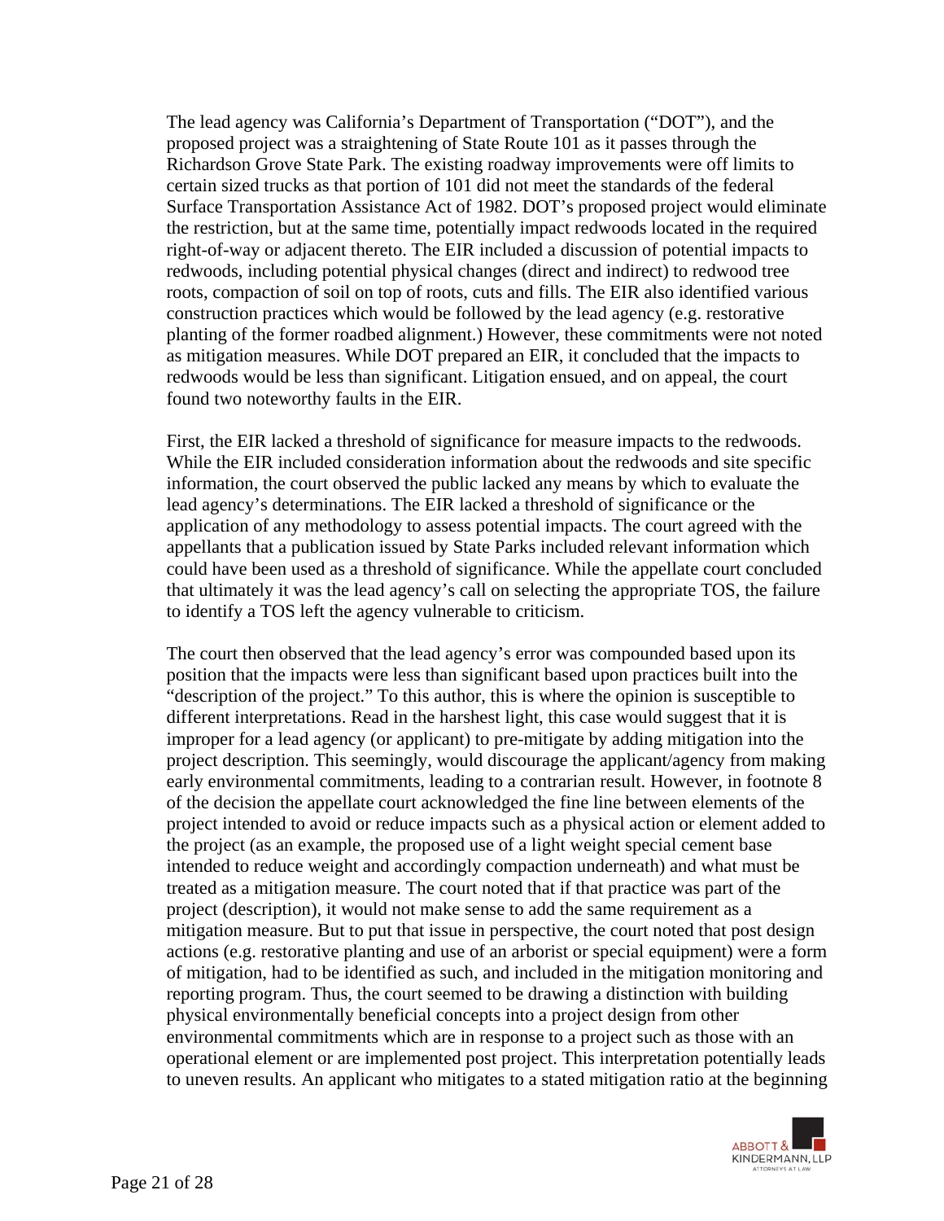The lead agency was California's Department of Transportation ("DOT"), and the proposed project was a straightening of State Route 101 as it passes through the Richardson Grove State Park. The existing roadway improvements were off limits to certain sized trucks as that portion of 101 did not meet the standards of the federal Surface Transportation Assistance Act of 1982. DOT's proposed project would eliminate the restriction, but at the same time, potentially impact redwoods located in the required right-of-way or adjacent thereto. The EIR included a discussion of potential impacts to redwoods, including potential physical changes (direct and indirect) to redwood tree roots, compaction of soil on top of roots, cuts and fills. The EIR also identified various construction practices which would be followed by the lead agency (e.g. restorative planting of the former roadbed alignment.) However, these commitments were not noted as mitigation measures. While DOT prepared an EIR, it concluded that the impacts to redwoods would be less than significant. Litigation ensued, and on appeal, the court found two noteworthy faults in the EIR.

First, the EIR lacked a threshold of significance for measure impacts to the redwoods. While the EIR included consideration information about the redwoods and site specific information, the court observed the public lacked any means by which to evaluate the lead agency's determinations. The EIR lacked a threshold of significance or the application of any methodology to assess potential impacts. The court agreed with the appellants that a publication issued by State Parks included relevant information which could have been used as a threshold of significance. While the appellate court concluded that ultimately it was the lead agency's call on selecting the appropriate TOS, the failure to identify a TOS left the agency vulnerable to criticism.

The court then observed that the lead agency's error was compounded based upon its position that the impacts were less than significant based upon practices built into the "description of the project." To this author, this is where the opinion is susceptible to different interpretations. Read in the harshest light, this case would suggest that it is improper for a lead agency (or applicant) to pre-mitigate by adding mitigation into the project description. This seemingly, would discourage the applicant/agency from making early environmental commitments, leading to a contrarian result. However, in footnote 8 of the decision the appellate court acknowledged the fine line between elements of the project intended to avoid or reduce impacts such as a physical action or element added to the project (as an example, the proposed use of a light weight special cement base intended to reduce weight and accordingly compaction underneath) and what must be treated as a mitigation measure. The court noted that if that practice was part of the project (description), it would not make sense to add the same requirement as a mitigation measure. But to put that issue in perspective, the court noted that post design actions (e.g. restorative planting and use of an arborist or special equipment) were a form of mitigation, had to be identified as such, and included in the mitigation monitoring and reporting program. Thus, the court seemed to be drawing a distinction with building physical environmentally beneficial concepts into a project design from other environmental commitments which are in response to a project such as those with an operational element or are implemented post project. This interpretation potentially leads to uneven results. An applicant who mitigates to a stated mitigation ratio at the beginning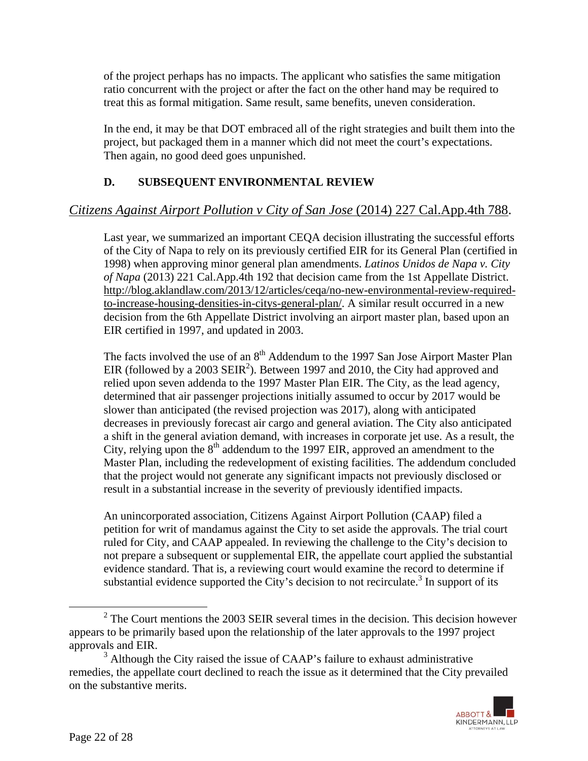of the project perhaps has no impacts. The applicant who satisfies the same mitigation ratio concurrent with the project or after the fact on the other hand may be required to treat this as formal mitigation. Same result, same benefits, uneven consideration.

In the end, it may be that DOT embraced all of the right strategies and built them into the project, but packaged them in a manner which did not meet the court's expectations. Then again, no good deed goes unpunished.

### D. SUBSEQUENT ENVIRONMENTAL REVIEW

## *Citizens Against Airport Pollution v City of San Jose* (2014) 227 Cal.App.4th 788.

Last year, we summarized an important CEQA decision illustrating the successful efforts of the City of Napa to rely on its previously certified EIR for its General Plan (certified in 1998) when approving minor general plan amendments. *Latinos Unidos de Napa v. City of Napa* (2013) 221 Cal.App.4th 192 that decision came from the 1st Appellate District. http://blog.aklandlaw.com/2013/12/articles/ceqa/no-new-environmental-review-required-to-increase-housing-densities-in-citys-general-plan/. A similar result occurred in a new decision from the 6th Appellate District involving an airport master plan, based upon an EIR certified in 1997, and updated in 2003.

The facts involved the use of an 8th Addendum to the 1997 San Jose Airport Master Plan EIR (followed by a 2003 SEIR[2]). Between 1997 and 2010, the City had approved and relied upon seven addenda to the 1997 Master Plan EIR. The City, as the lead agency, determined that air passenger projections initially assumed to occur by 2017 would be slower than anticipated (the revised projection was 2017), along with anticipated decreases in previously forecast air cargo and general aviation. The City also anticipated a shift in the general aviation demand, with increases in corporate jet use. As a result, the City, relying upon the 8th addendum to the 1997 EIR, approved an amendment to the Master Plan, including the redevelopment of existing facilities. The addendum concluded that the project would not generate any significant impacts not previously disclosed or result in a substantial increase in the severity of previously identified impacts.

An unincorporated association, Citizens Against Airport Pollution (CAAP) filed a petition for writ of mandamus against the City to set aside the approvals. The trial court ruled for City, and CAAP appealed. In reviewing the challenge to the City's decision to not prepare a subsequent or supplemental EIR, the appellate court applied the substantial evidence standard. That is, a reviewing court would examine the record to determine if substantial evidence supported the City's decision to not recirculate.[3] In support of its

---

[2] The Court mentions the 2003 SEIR several times in the decision. This decision however appears to be primarily based upon the relationship of the later approvals to the 1997 project approvals and EIR.

[3] Although the City raised the issue of CAAP's failure to exhaust administrative remedies, the appellate court declined to reach the issue as it determined that the City prevailed on the substantive merits.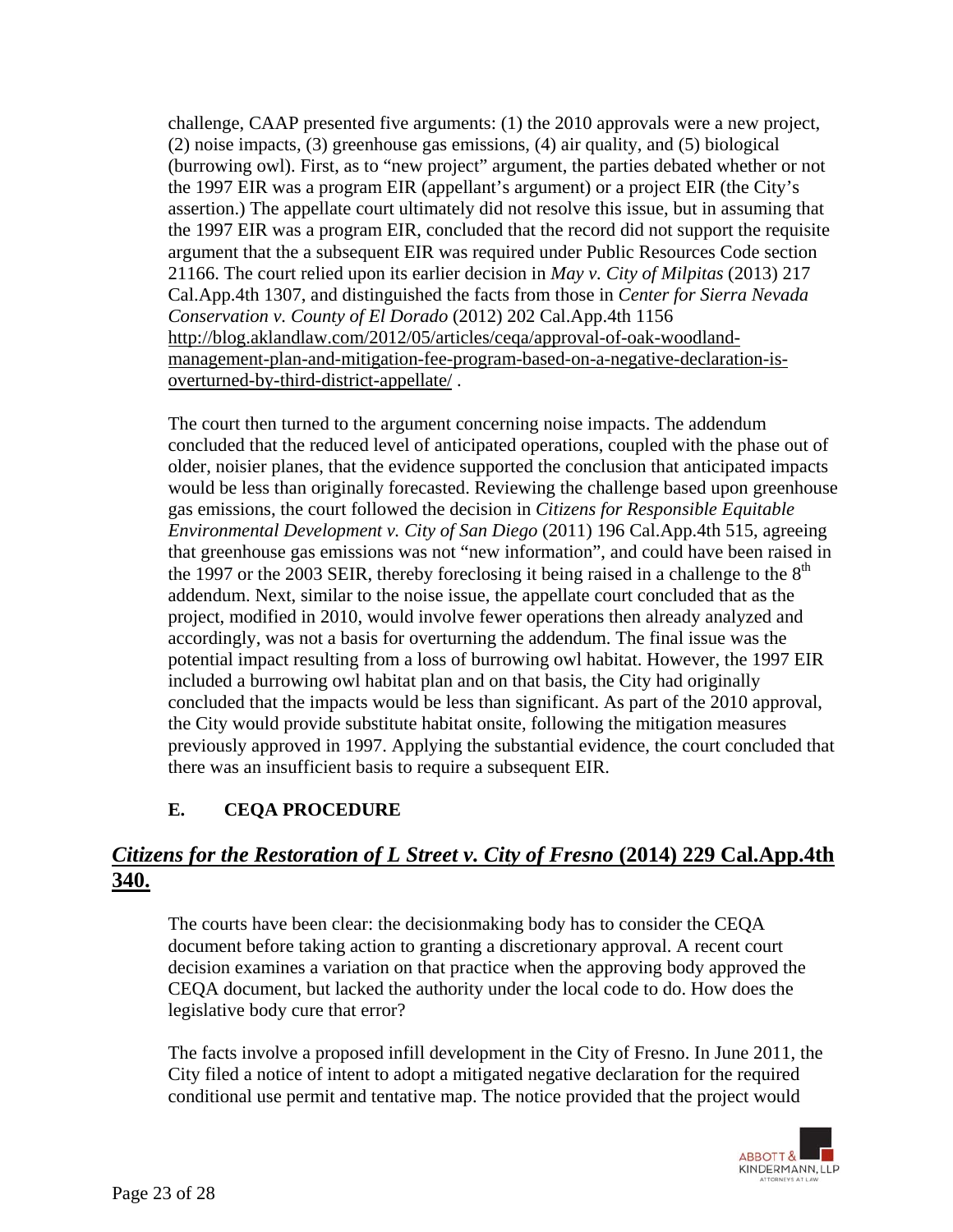challenge, CAAP presented five arguments: (1) the 2010 approvals were a new project, (2) noise impacts, (3) greenhouse gas emissions, (4) air quality, and (5) biological (burrowing owl). First, as to "new project" argument, the parties debated whether or not the 1997 EIR was a program EIR (appellant's argument) or a project EIR (the City's assertion.) The appellate court ultimately did not resolve this issue, but in assuming that the 1997 EIR was a program EIR, concluded that the record did not support the requisite argument that the a subsequent EIR was required under Public Resources Code section 21166. The court relied upon its earlier decision in *May v. City of Milpitas* (2013) 217 Cal.App.4th 1307, and distinguished the facts from those in *Center for Sierra Nevada Conservation v. County of El Dorado* (2012) 202 Cal.App.4th 1156 [http://blog.aklandlaw.com/2012/05/articles/ceqa/approval-of-oak-woodland-management-plan-and-mitigation-fee-program-based-on-a-negative-declaration-is-overturned-by-third-district-appellate/](http://blog.aklandlaw.com/2012/05/articles/ceqa/approval-of-oak-woodland-management-plan-and-mitigation-fee-program-based-on-a-negative-declaration-is-overturned-by-third-district-appellate/) .

The court then turned to the argument concerning noise impacts. The addendum concluded that the reduced level of anticipated operations, coupled with the phase out of older, noisier planes, that the evidence supported the conclusion that anticipated impacts would be less than originally forecasted. Reviewing the challenge based upon greenhouse gas emissions, the court followed the decision in *Citizens for Responsible Equitable Environmental Development v. City of San Diego* (2011) 196 Cal.App.4th 515, agreeing that greenhouse gas emissions was not "new information", and could have been raised in the 1997 or the 2003 SEIR, thereby foreclosing it being raised in a challenge to the 8th addendum. Next, similar to the noise issue, the appellate court concluded that as the project, modified in 2010, would involve fewer operations then already analyzed and accordingly, was not a basis for overturning the addendum. The final issue was the potential impact resulting from a loss of burrowing owl habitat. However, the 1997 EIR included a burrowing owl habitat plan and on that basis, the City had originally concluded that the impacts would be less than significant. As part of the 2010 approval, the City would provide substitute habitat onsite, following the mitigation measures previously approved in 1997. Applying the substantial evidence, the court concluded that there was an insufficient basis to require a subsequent EIR.

### E. CEQA PROCEDURE

## *Citizens for the Restoration of L Street v. City of Fresno* (2014) 229 Cal.App.4th 340.

The courts have been clear: the decisionmaking body has to consider the CEQA document before taking action to granting a discretionary approval. A recent court decision examines a variation on that practice when the approving body approved the CEQA document, but lacked the authority under the local code to do. How does the legislative body cure that error?

The facts involve a proposed infill development in the City of Fresno. In June 2011, the City filed a notice of intent to adopt a mitigated negative declaration for the required conditional use permit and tentative map. The notice provided that the project would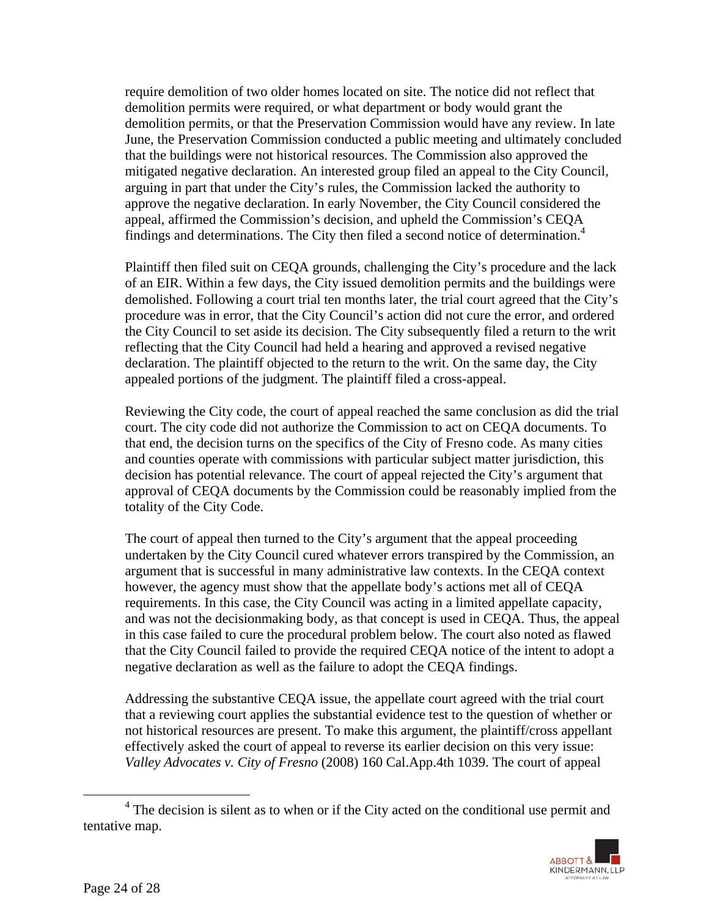require demolition of two older homes located on site. The notice did not reflect that demolition permits were required, or what department or body would grant the demolition permits, or that the Preservation Commission would have any review. In late June, the Preservation Commission conducted a public meeting and ultimately concluded that the buildings were not historical resources. The Commission also approved the mitigated negative declaration. An interested group filed an appeal to the City Council, arguing in part that under the City's rules, the Commission lacked the authority to approve the negative declaration. In early November, the City Council considered the appeal, affirmed the Commission's decision, and upheld the Commission's CEQA findings and determinations. The City then filed a second notice of determination.[4]

Plaintiff then filed suit on CEQA grounds, challenging the City's procedure and the lack of an EIR. Within a few days, the City issued demolition permits and the buildings were demolished. Following a court trial ten months later, the trial court agreed that the City's procedure was in error, that the City Council's action did not cure the error, and ordered the City Council to set aside its decision. The City subsequently filed a return to the writ reflecting that the City Council had held a hearing and approved a revised negative declaration. The plaintiff objected to the return to the writ. On the same day, the City appealed portions of the judgment. The plaintiff filed a cross-appeal.

Reviewing the City code, the court of appeal reached the same conclusion as did the trial court. The city code did not authorize the Commission to act on CEQA documents. To that end, the decision turns on the specifics of the City of Fresno code. As many cities and counties operate with commissions with particular subject matter jurisdiction, this decision has potential relevance. The court of appeal rejected the City's argument that approval of CEQA documents by the Commission could be reasonably implied from the totality of the City Code.

The court of appeal then turned to the City's argument that the appeal proceeding undertaken by the City Council cured whatever errors transpired by the Commission, an argument that is successful in many administrative law contexts. In the CEQA context however, the agency must show that the appellate body's actions met all of CEQA requirements. In this case, the City Council was acting in a limited appellate capacity, and was not the decisionmaking body, as that concept is used in CEQA. Thus, the appeal in this case failed to cure the procedural problem below. The court also noted as flawed that the City Council failed to provide the required CEQA notice of the intent to adopt a negative declaration as well as the failure to adopt the CEQA findings.

Addressing the substantive CEQA issue, the appellate court agreed with the trial court that a reviewing court applies the substantial evidence test to the question of whether or not historical resources are present. To make this argument, the plaintiff/cross appellant effectively asked the court of appeal to reverse its earlier decision on this very issue: *Valley Advocates v. City of Fresno* (2008) 160 Cal.App.4th 1039. The court of appeal

---

[4] The decision is silent as to when or if the City acted on the conditional use permit and tentative map.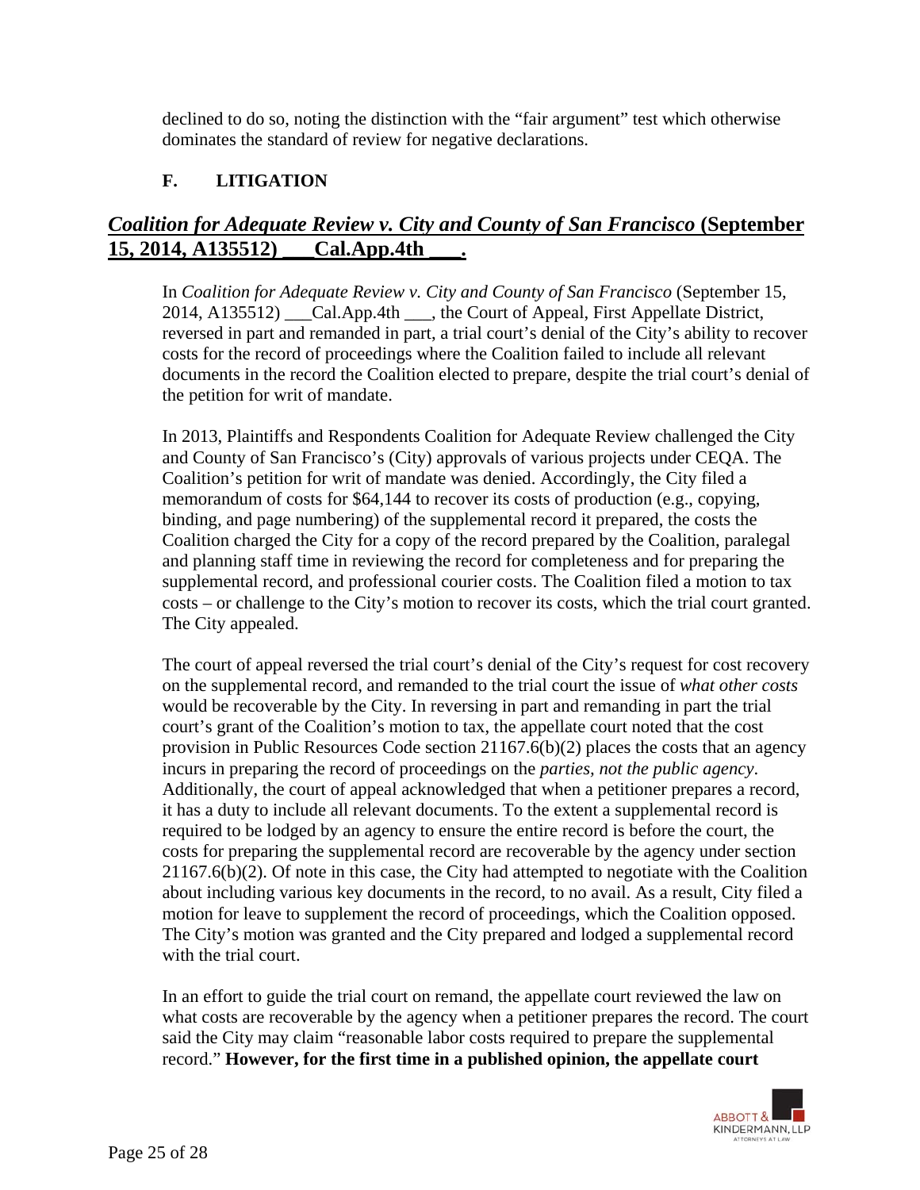declined to do so, noting the distinction with the "fair argument" test which otherwise dominates the standard of review for negative declarations.

### F. LITIGATION

## ***Coalition for Adequate Review v. City and County of San Francisco* (September 15, 2014, A135512) ___Cal.App.4th ___.**

In *Coalition for Adequate Review v. City and County of San Francisco* (September 15, 2014, A135512) ___Cal.App.4th ___, the Court of Appeal, First Appellate District, reversed in part and remanded in part, a trial court's denial of the City's ability to recover costs for the record of proceedings where the Coalition failed to include all relevant documents in the record the Coalition elected to prepare, despite the trial court's denial of the petition for writ of mandate.

In 2013, Plaintiffs and Respondents Coalition for Adequate Review challenged the City and County of San Francisco's (City) approvals of various projects under CEQA. The Coalition's petition for writ of mandate was denied. Accordingly, the City filed a memorandum of costs for $64,144 to recover its costs of production (e.g., copying, binding, and page numbering) of the supplemental record it prepared, the costs the Coalition charged the City for a copy of the record prepared by the Coalition, paralegal and planning staff time in reviewing the record for completeness and for preparing the supplemental record, and professional courier costs. The Coalition filed a motion to tax costs – or challenge to the City's motion to recover its costs, which the trial court granted. The City appealed.

The court of appeal reversed the trial court's denial of the City's request for cost recovery on the supplemental record, and remanded to the trial court the issue of *what other costs* would be recoverable by the City. In reversing in part and remanding in part the trial court's grant of the Coalition's motion to tax, the appellate court noted that the cost provision in Public Resources Code section 21167.6(b)(2) places the costs that an agency incurs in preparing the record of proceedings on the *parties, not the public agency*. Additionally, the court of appeal acknowledged that when a petitioner prepares a record, it has a duty to include all relevant documents. To the extent a supplemental record is required to be lodged by an agency to ensure the entire record is before the court, the costs for preparing the supplemental record are recoverable by the agency under section 21167.6(b)(2). Of note in this case, the City had attempted to negotiate with the Coalition about including various key documents in the record, to no avail. As a result, City filed a motion for leave to supplement the record of proceedings, which the Coalition opposed. The City's motion was granted and the City prepared and lodged a supplemental record with the trial court.

In an effort to guide the trial court on remand, the appellate court reviewed the law on what costs are recoverable by the agency when a petitioner prepares the record. The court said the City may claim "reasonable labor costs required to prepare the supplemental record." **However, for the first time in a published opinion, the appellate court**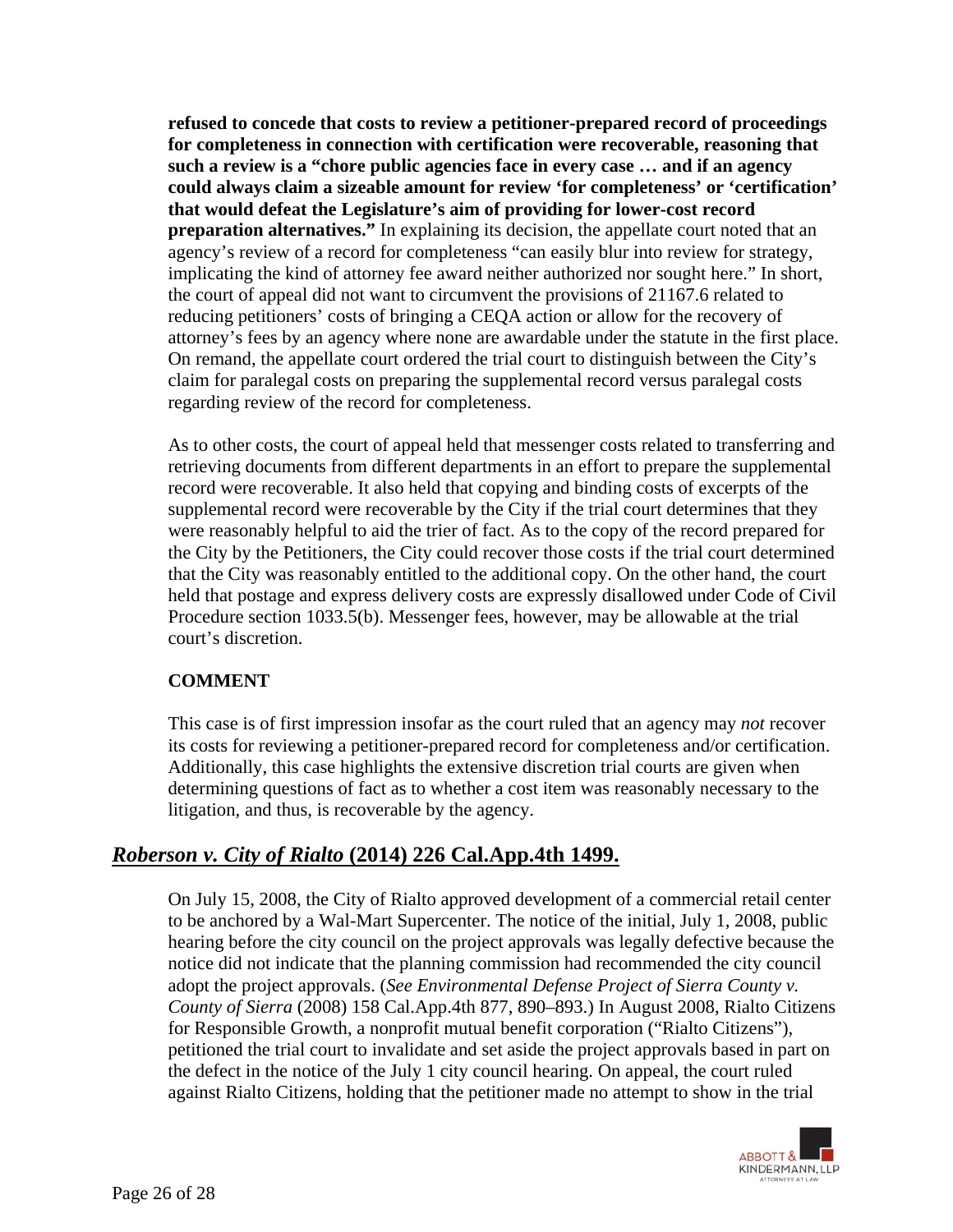**refused to concede that costs to review a petitioner-prepared record of proceedings for completeness in connection with certification were recoverable, reasoning that such a review is a "chore public agencies face in every case … and if an agency could always claim a sizeable amount for review 'for completeness' or 'certification' that would defeat the Legislature's aim of providing for lower-cost record preparation alternatives."** In explaining its decision, the appellate court noted that an agency's review of a record for completeness "can easily blur into review for strategy, implicating the kind of attorney fee award neither authorized nor sought here." In short, the court of appeal did not want to circumvent the provisions of 21167.6 related to reducing petitioners' costs of bringing a CEQA action or allow for the recovery of attorney's fees by an agency where none are awardable under the statute in the first place. On remand, the appellate court ordered the trial court to distinguish between the City's claim for paralegal costs on preparing the supplemental record versus paralegal costs regarding review of the record for completeness.

As to other costs, the court of appeal held that messenger costs related to transferring and retrieving documents from different departments in an effort to prepare the supplemental record were recoverable. It also held that copying and binding costs of excerpts of the supplemental record were recoverable by the City if the trial court determines that they were reasonably helpful to aid the trier of fact. As to the copy of the record prepared for the City by the Petitioners, the City could recover those costs if the trial court determined that the City was reasonably entitled to the additional copy. On the other hand, the court held that postage and express delivery costs are expressly disallowed under Code of Civil Procedure section 1033.5(b). Messenger fees, however, may be allowable at the trial court's discretion.

**COMMENT**

This case is of first impression insofar as the court ruled that an agency may *not* recover its costs for reviewing a petitioner-prepared record for completeness and/or certification. Additionally, this case highlights the extensive discretion trial courts are given when determining questions of fact as to whether a cost item was reasonably necessary to the litigation, and thus, is recoverable by the agency.

## ***Roberson v. City of Rialto* (2014) 226 Cal.App.4th 1499.**

On July 15, 2008, the City of Rialto approved development of a commercial retail center to be anchored by a Wal-Mart Supercenter. The notice of the initial, July 1, 2008, public hearing before the city council on the project approvals was legally defective because the notice did not indicate that the planning commission had recommended the city council adopt the project approvals. (*See Environmental Defense Project of Sierra County v. County of Sierra* (2008) 158 Cal.App.4th 877, 890–893.) In August 2008, Rialto Citizens for Responsible Growth, a nonprofit mutual benefit corporation ("Rialto Citizens"), petitioned the trial court to invalidate and set aside the project approvals based in part on the defect in the notice of the July 1 city council hearing. On appeal, the court ruled against Rialto Citizens, holding that the petitioner made no attempt to show in the trial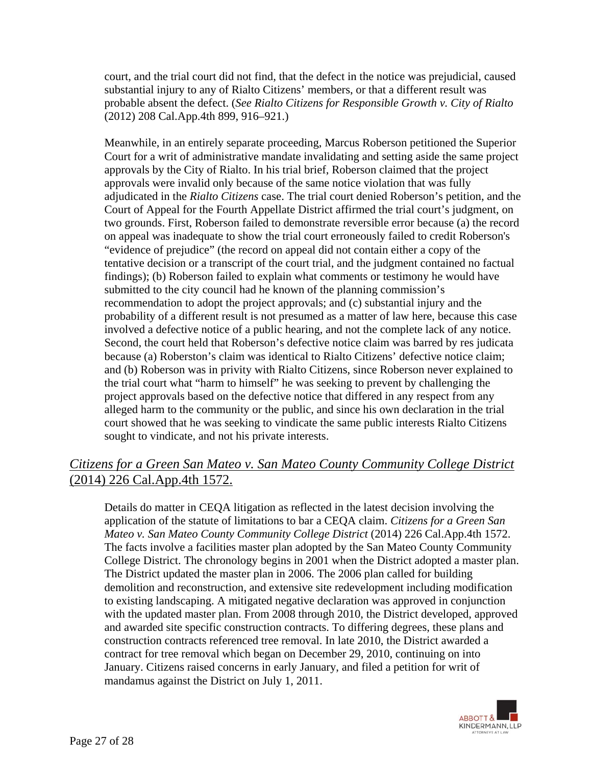court, and the trial court did not find, that the defect in the notice was prejudicial, caused substantial injury to any of Rialto Citizens' members, or that a different result was probable absent the defect. (*See Rialto Citizens for Responsible Growth v. City of Rialto* (2012) 208 Cal.App.4th 899, 916–921.)

Meanwhile, in an entirely separate proceeding, Marcus Roberson petitioned the Superior Court for a writ of administrative mandate invalidating and setting aside the same project approvals by the City of Rialto. In his trial brief, Roberson claimed that the project approvals were invalid only because of the same notice violation that was fully adjudicated in the *Rialto Citizens* case. The trial court denied Roberson's petition, and the Court of Appeal for the Fourth Appellate District affirmed the trial court's judgment, on two grounds. First, Roberson failed to demonstrate reversible error because (a) the record on appeal was inadequate to show the trial court erroneously failed to credit Roberson's "evidence of prejudice" (the record on appeal did not contain either a copy of the tentative decision or a transcript of the court trial, and the judgment contained no factual findings); (b) Roberson failed to explain what comments or testimony he would have submitted to the city council had he known of the planning commission's recommendation to adopt the project approvals; and (c) substantial injury and the probability of a different result is not presumed as a matter of law here, because this case involved a defective notice of a public hearing, and not the complete lack of any notice. Second, the court held that Roberson's defective notice claim was barred by res judicata because (a) Roberston's claim was identical to Rialto Citizens' defective notice claim; and (b) Roberson was in privity with Rialto Citizens, since Roberson never explained to the trial court what "harm to himself" he was seeking to prevent by challenging the project approvals based on the defective notice that differed in any respect from any alleged harm to the community or the public, and since his own declaration in the trial court showed that he was seeking to vindicate the same public interests Rialto Citizens sought to vindicate, and not his private interests.

## *Citizens for a Green San Mateo v. San Mateo County Community College District* (2014) 226 Cal.App.4th 1572.

Details do matter in CEQA litigation as reflected in the latest decision involving the application of the statute of limitations to bar a CEQA claim. *Citizens for a Green San Mateo v. San Mateo County Community College District* (2014) 226 Cal.App.4th 1572. The facts involve a facilities master plan adopted by the San Mateo County Community College District. The chronology begins in 2001 when the District adopted a master plan. The District updated the master plan in 2006. The 2006 plan called for building demolition and reconstruction, and extensive site redevelopment including modification to existing landscaping. A mitigated negative declaration was approved in conjunction with the updated master plan. From 2008 through 2010, the District developed, approved and awarded site specific construction contracts. To differing degrees, these plans and construction contracts referenced tree removal. In late 2010, the District awarded a contract for tree removal which began on December 29, 2010, continuing on into January. Citizens raised concerns in early January, and filed a petition for writ of mandamus against the District on July 1, 2011.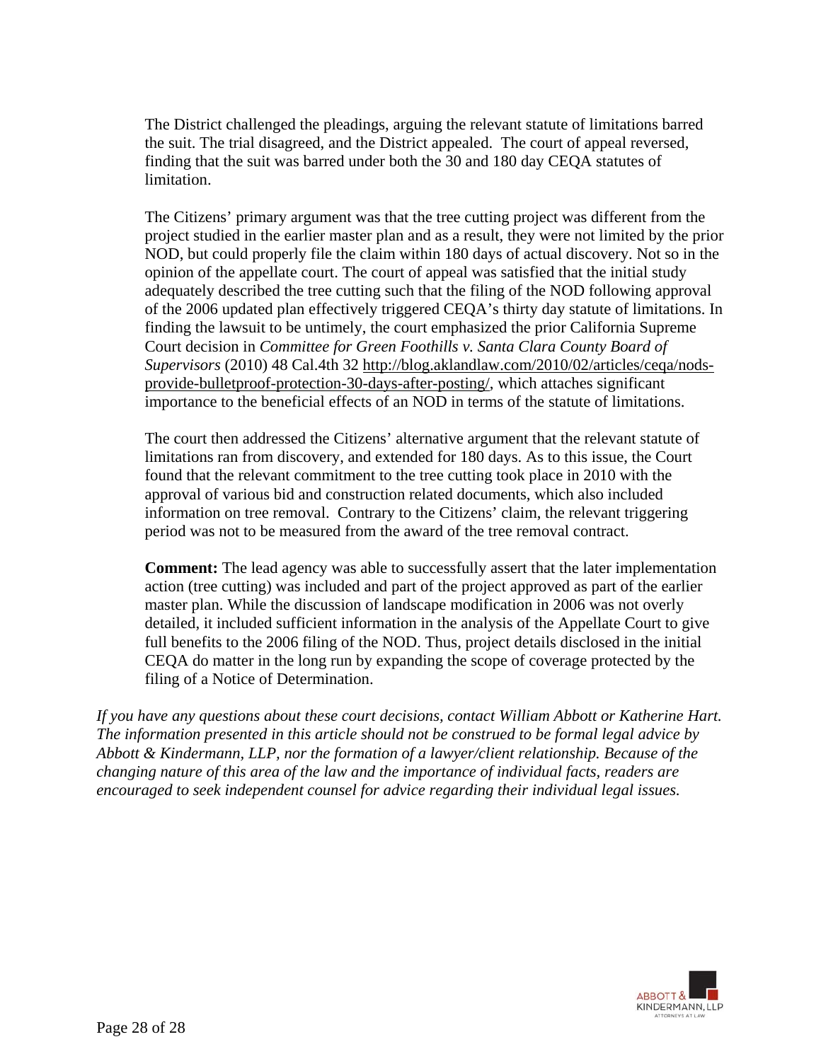The District challenged the pleadings, arguing the relevant statute of limitations barred the suit. The trial disagreed, and the District appealed. The court of appeal reversed, finding that the suit was barred under both the 30 and 180 day CEQA statutes of limitation.

The Citizens' primary argument was that the tree cutting project was different from the project studied in the earlier master plan and as a result, they were not limited by the prior NOD, but could properly file the claim within 180 days of actual discovery. Not so in the opinion of the appellate court. The court of appeal was satisfied that the initial study adequately described the tree cutting such that the filing of the NOD following approval of the 2006 updated plan effectively triggered CEQA's thirty day statute of limitations. In finding the lawsuit to be untimely, the court emphasized the prior California Supreme Court decision in *Committee for Green Foothills v. Santa Clara County Board of Supervisors* (2010) 48 Cal.4th 32 http://blog.aklandlaw.com/2010/02/articles/ceqa/nods-provide-bulletproof-protection-30-days-after-posting/, which attaches significant importance to the beneficial effects of an NOD in terms of the statute of limitations.

The court then addressed the Citizens' alternative argument that the relevant statute of limitations ran from discovery, and extended for 180 days. As to this issue, the Court found that the relevant commitment to the tree cutting took place in 2010 with the approval of various bid and construction related documents, which also included information on tree removal. Contrary to the Citizens' claim, the relevant triggering period was not to be measured from the award of the tree removal contract.

**Comment:** The lead agency was able to successfully assert that the later implementation action (tree cutting) was included and part of the project approved as part of the earlier master plan. While the discussion of landscape modification in 2006 was not overly detailed, it included sufficient information in the analysis of the Appellate Court to give full benefits to the 2006 filing of the NOD. Thus, project details disclosed in the initial CEQA do matter in the long run by expanding the scope of coverage protected by the filing of a Notice of Determination.

*If you have any questions about these court decisions, contact William Abbott or Katherine Hart. The information presented in this article should not be construed to be formal legal advice by Abbott & Kindermann, LLP, nor the formation of a lawyer/client relationship. Because of the changing nature of this area of the law and the importance of individual facts, readers are encouraged to seek independent counsel for advice regarding their individual legal issues.*